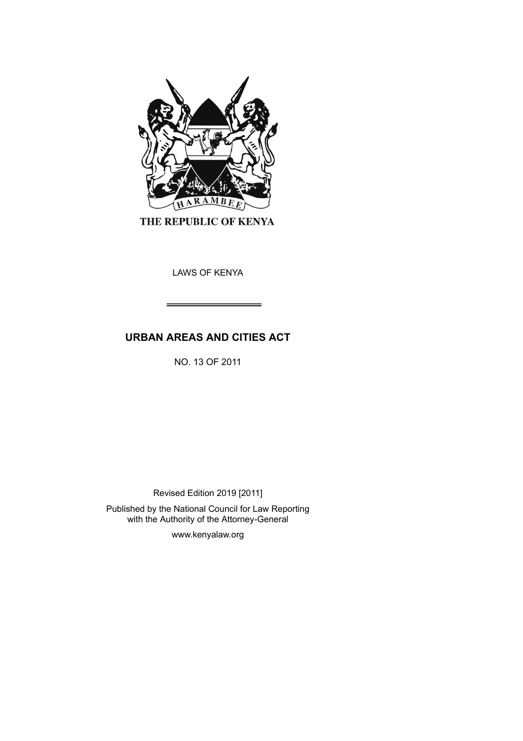THE REPUBLIC OF KENYA

LAWS OF KENYA

# URBAN AREAS AND CITIES ACT

NO. 13 OF 2011

Revised Edition 2019 [2011]

Published by the National Council for Law Reporting
with the Authority of the Attorney-General

www.kenyalaw.org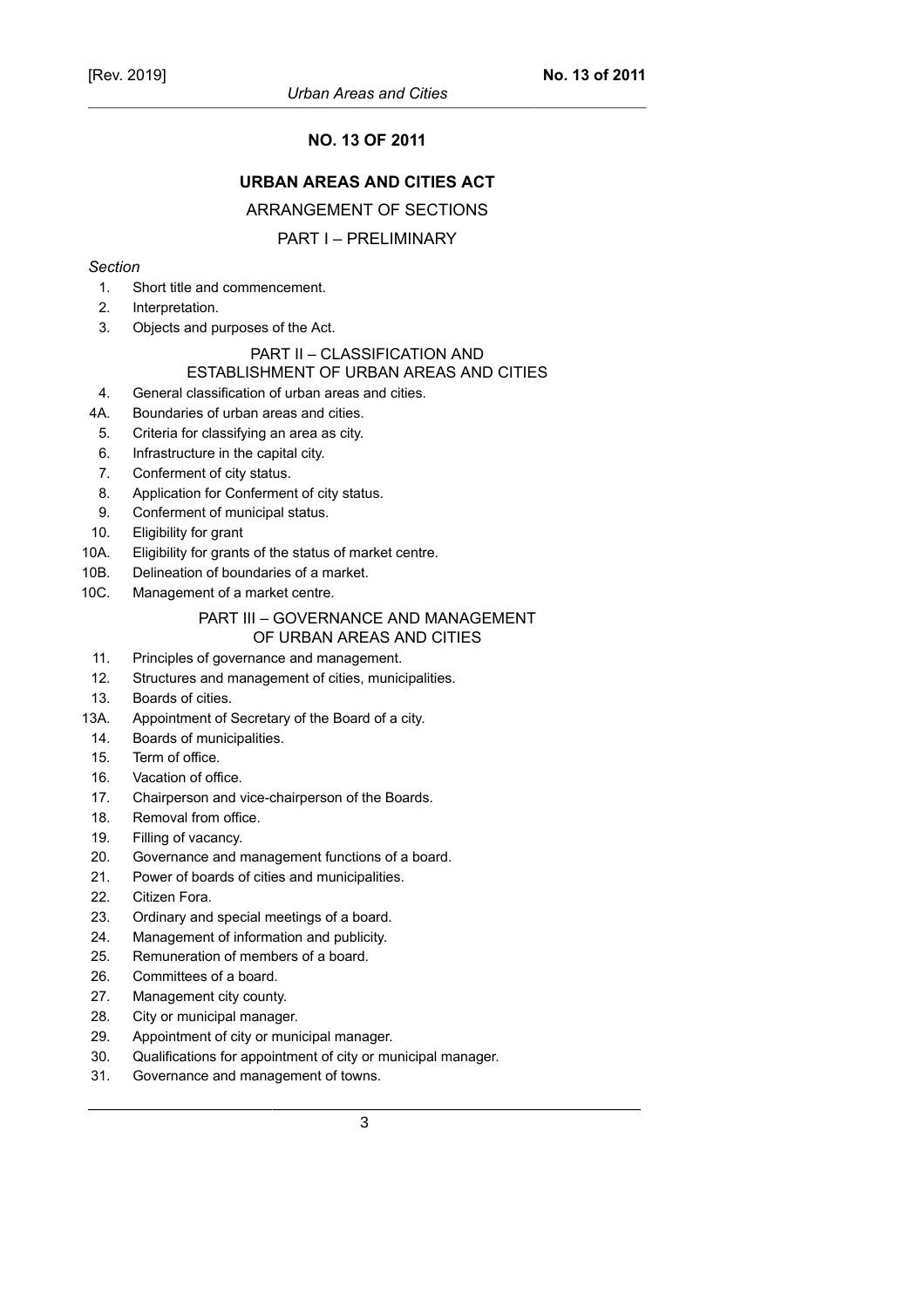# NO. 13 OF 2011

## URBAN AREAS AND CITIES ACT

ARRANGEMENT OF SECTIONS

### PART I – PRELIMINARY

*Section*

1. Short title and commencement.
2. Interpretation.
3. Objects and purposes of the Act.

### PART II – CLASSIFICATION AND ESTABLISHMENT OF URBAN AREAS AND CITIES

4. General classification of urban areas and cities.

4A. Boundaries of urban areas and cities.

5. Criteria for classifying an area as city.
6. Infrastructure in the capital city.
7. Conferment of city status.
8. Application for Conferment of city status.
9. Conferment of municipal status.
10. Eligibility for grant

10A. Eligibility for grants of the status of market centre.

10B. Delineation of boundaries of a market.

10C. Management of a market centre.

### PART III – GOVERNANCE AND MANAGEMENT OF URBAN AREAS AND CITIES

11. Principles of governance and management.
12. Structures and management of cities, municipalities.
13. Boards of cities.

13A. Appointment of Secretary of the Board of a city.

14. Boards of municipalities.
15. Term of office.
16. Vacation of office.
17. Chairperson and vice-chairperson of the Boards.
18. Removal from office.
19. Filling of vacancy.
20. Governance and management functions of a board.
21. Power of boards of cities and municipalities.
22. Citizen Fora.
23. Ordinary and special meetings of a board.
24. Management of information and publicity.
25. Remuneration of members of a board.
26. Committees of a board.
27. Management city county.
28. City or municipal manager.
29. Appointment of city or municipal manager.
30. Qualifications for appointment of city or municipal manager.
31. Governance and management of towns.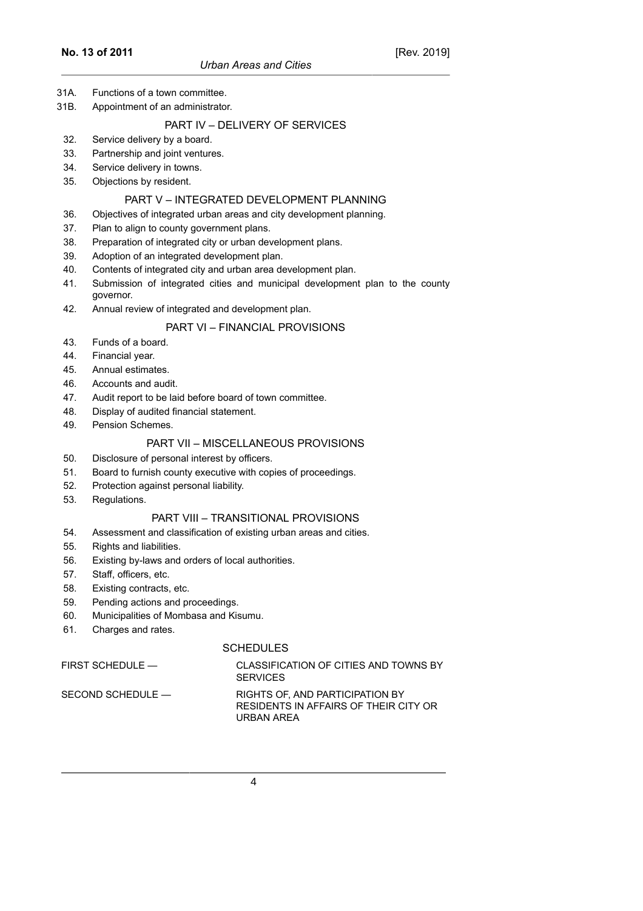31A. Functions of a town committee.

31B. Appointment of an administrator.

PART IV – DELIVERY OF SERVICES

32. Service delivery by a board.
33. Partnership and joint ventures.
34. Service delivery in towns.
35. Objections by resident.

PART V – INTEGRATED DEVELOPMENT PLANNING

36. Objectives of integrated urban areas and city development planning.
37. Plan to align to county government plans.
38. Preparation of integrated city or urban development plans.
39. Adoption of an integrated development plan.
40. Contents of integrated city and urban area development plan.
41. Submission of integrated cities and municipal development plan to the county governor.
42. Annual review of integrated and development plan.

PART VI – FINANCIAL PROVISIONS

43. Funds of a board.
44. Financial year.
45. Annual estimates.
46. Accounts and audit.
47. Audit report to be laid before board of town committee.
48. Display of audited financial statement.
49. Pension Schemes.

PART VII – MISCELLANEOUS PROVISIONS

50. Disclosure of personal interest by officers.
51. Board to furnish county executive with copies of proceedings.
52. Protection against personal liability.
53. Regulations.

PART VIII – TRANSITIONAL PROVISIONS

54. Assessment and classification of existing urban areas and cities.
55. Rights and liabilities.
56. Existing by-laws and orders of local authorities.
57. Staff, officers, etc.
58. Existing contracts, etc.
59. Pending actions and proceedings.
60. Municipalities of Mombasa and Kisumu.
61. Charges and rates.

SCHEDULES

FIRST SCHEDULE — CLASSIFICATION OF CITIES AND TOWNS BY SERVICES

SECOND SCHEDULE — RIGHTS OF, AND PARTICIPATION BY RESIDENTS IN AFFAIRS OF THEIR CITY OR URBAN AREA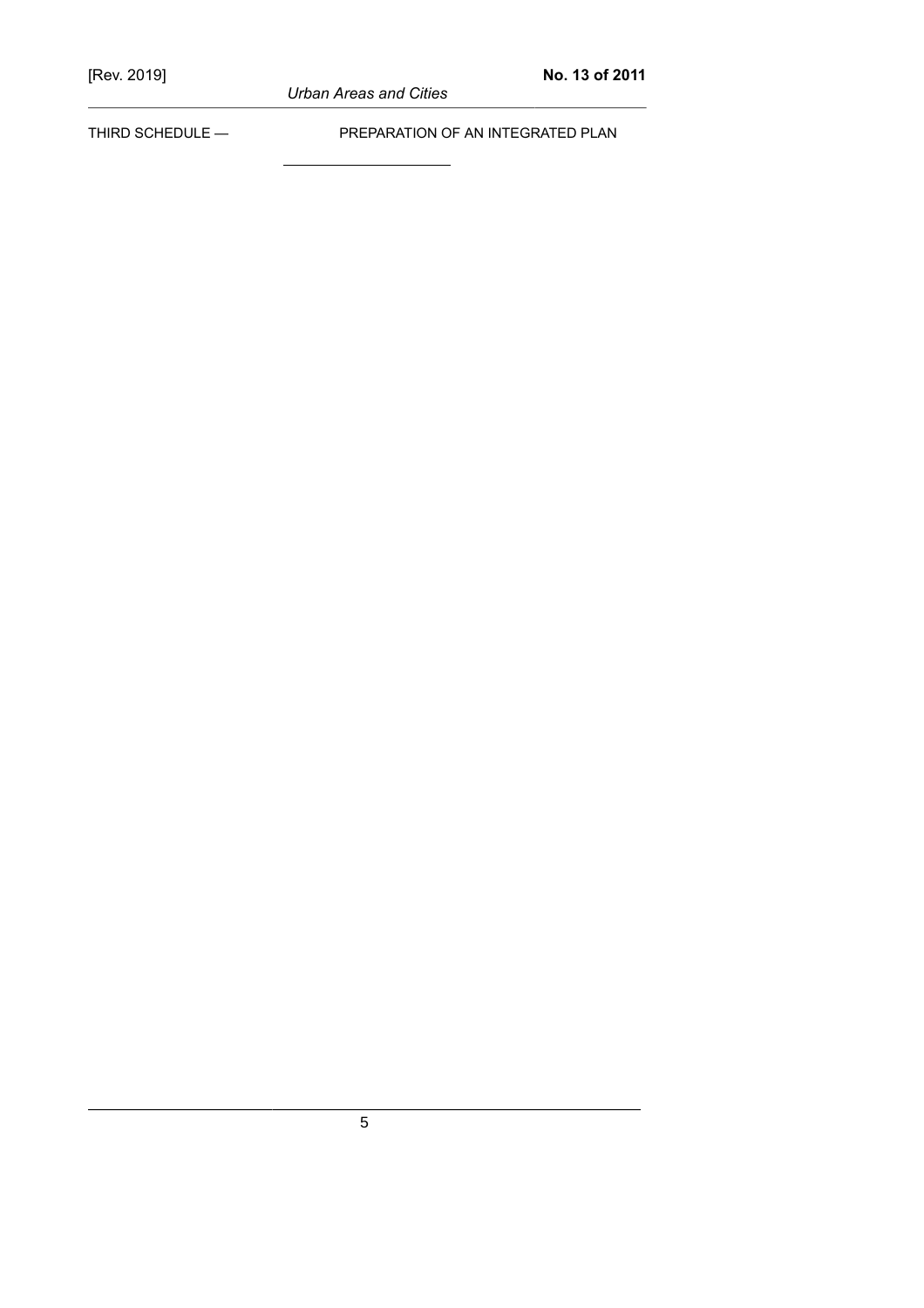THIRD SCHEDULE — PREPARATION OF AN INTEGRATED PLAN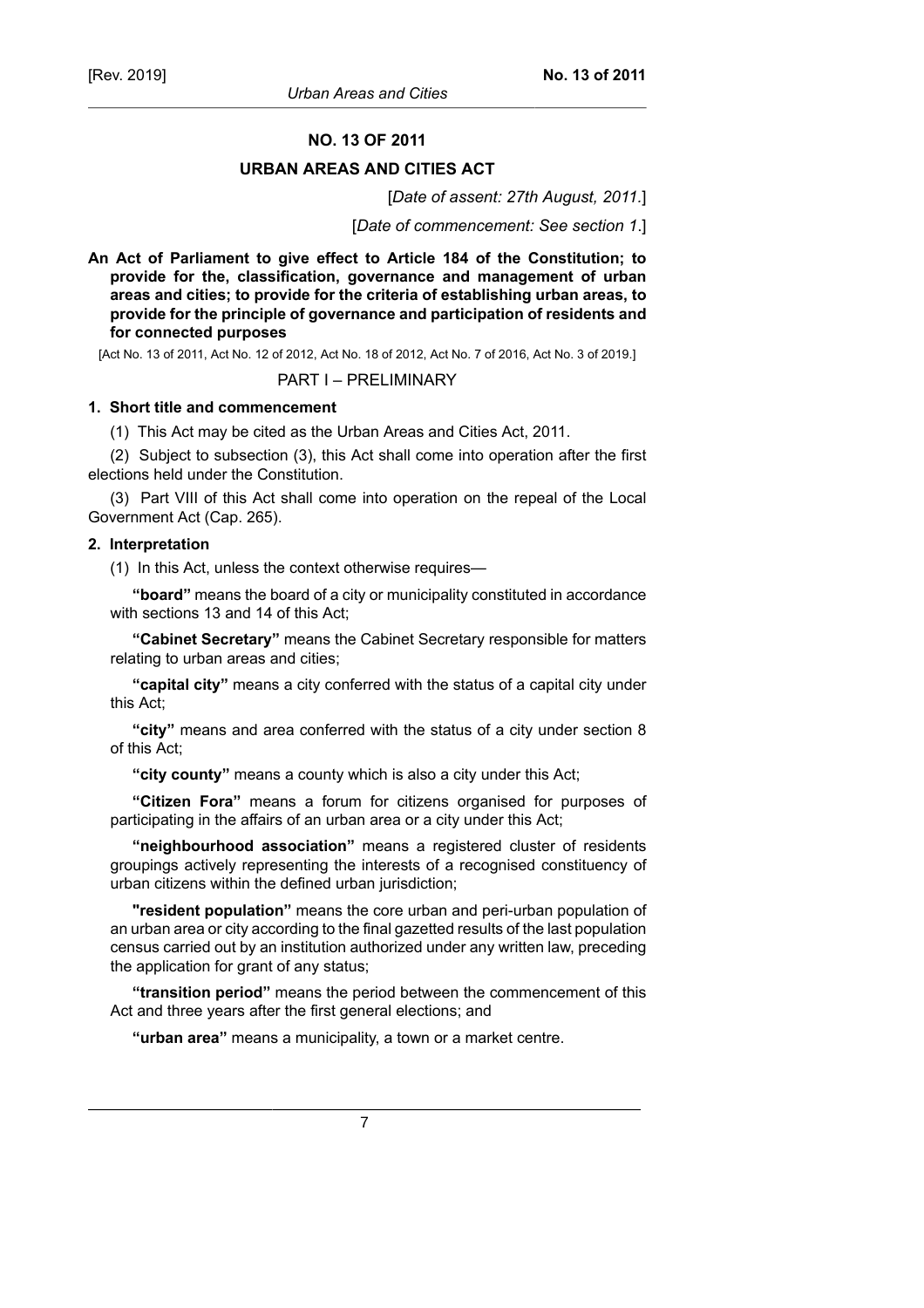# NO. 13 OF 2011

## URBAN AREAS AND CITIES ACT

[*Date of assent: 27th August, 2011.*]

[*Date of commencement: See section 1.*]

**An Act of Parliament to give effect to Article 184 of the Constitution; to provide for the, classification, governance and management of urban areas and cities; to provide for the criteria of establishing urban areas, to provide for the principle of governance and participation of residents and for connected purposes**

[Act No. 13 of 2011, Act No. 12 of 2012, Act No. 18 of 2012, Act No. 7 of 2016, Act No. 3 of 2019.]

## PART I – PRELIMINARY

### 1. Short title and commencement

(1) This Act may be cited as the Urban Areas and Cities Act, 2011.

(2) Subject to subsection (3), this Act shall come into operation after the first elections held under the Constitution.

(3) Part VIII of this Act shall come into operation on the repeal of the Local Government Act (Cap. 265).

### 2. Interpretation

(1) In this Act, unless the context otherwise requires—

**"board"** means the board of a city or municipality constituted in accordance with sections 13 and 14 of this Act;

**"Cabinet Secretary"** means the Cabinet Secretary responsible for matters relating to urban areas and cities;

**"capital city"** means a city conferred with the status of a capital city under this Act;

**"city"** means and area conferred with the status of a city under section 8 of this Act;

**"city county"** means a county which is also a city under this Act;

**"Citizen Fora"** means a forum for citizens organised for purposes of participating in the affairs of an urban area or a city under this Act;

**"neighbourhood association"** means a registered cluster of residents groupings actively representing the interests of a recognised constituency of urban citizens within the defined urban jurisdiction;

**"resident population"** means the core urban and peri-urban population of an urban area or city according to the final gazetted results of the last population census carried out by an institution authorized under any written law, preceding the application for grant of any status;

**"transition period"** means the period between the commencement of this Act and three years after the first general elections; and

**"urban area"** means a municipality, a town or a market centre.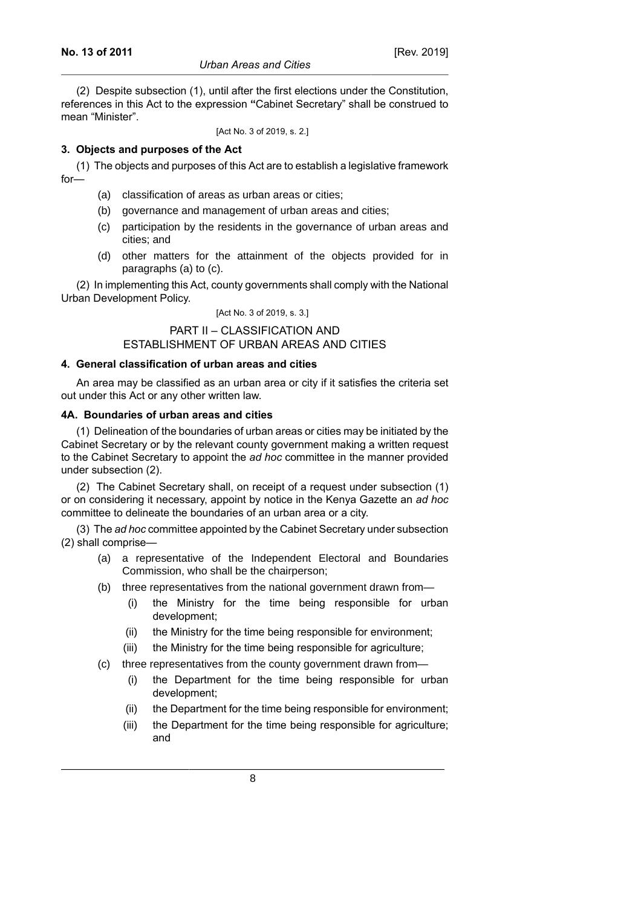(2) Despite subsection (1), until after the first elections under the Constitution, references in this Act to the expression "Cabinet Secretary" shall be construed to mean "Minister".

[Act No. 3 of 2019, s. 2.]

**3. Objects and purposes of the Act**

(1) The objects and purposes of this Act are to establish a legislative framework for—

(a) classification of areas as urban areas or cities;

(b) governance and management of urban areas and cities;

(c) participation by the residents in the governance of urban areas and cities; and

(d) other matters for the attainment of the objects provided for in paragraphs (a) to (c).

(2) In implementing this Act, county governments shall comply with the National Urban Development Policy.

[Act No. 3 of 2019, s. 3.]

## PART II – CLASSIFICATION AND ESTABLISHMENT OF URBAN AREAS AND CITIES

**4. General classification of urban areas and cities**

An area may be classified as an urban area or city if it satisfies the criteria set out under this Act or any other written law.

**4A. Boundaries of urban areas and cities**

(1) Delineation of the boundaries of urban areas or cities may be initiated by the Cabinet Secretary or by the relevant county government making a written request to the Cabinet Secretary to appoint the *ad hoc* committee in the manner provided under subsection (2).

(2) The Cabinet Secretary shall, on receipt of a request under subsection (1) or on considering it necessary, appoint by notice in the Kenya Gazette an *ad hoc* committee to delineate the boundaries of an urban area or a city.

(3) The *ad hoc* committee appointed by the Cabinet Secretary under subsection (2) shall comprise—

(a) a representative of the Independent Electoral and Boundaries Commission, who shall be the chairperson;

(b) three representatives from the national government drawn from—

(i) the Ministry for the time being responsible for urban development;

(ii) the Ministry for the time being responsible for environment;

(iii) the Ministry for the time being responsible for agriculture;

(c) three representatives from the county government drawn from—

(i) the Department for the time being responsible for urban development;

(ii) the Department for the time being responsible for environment;

(iii) the Department for the time being responsible for agriculture; and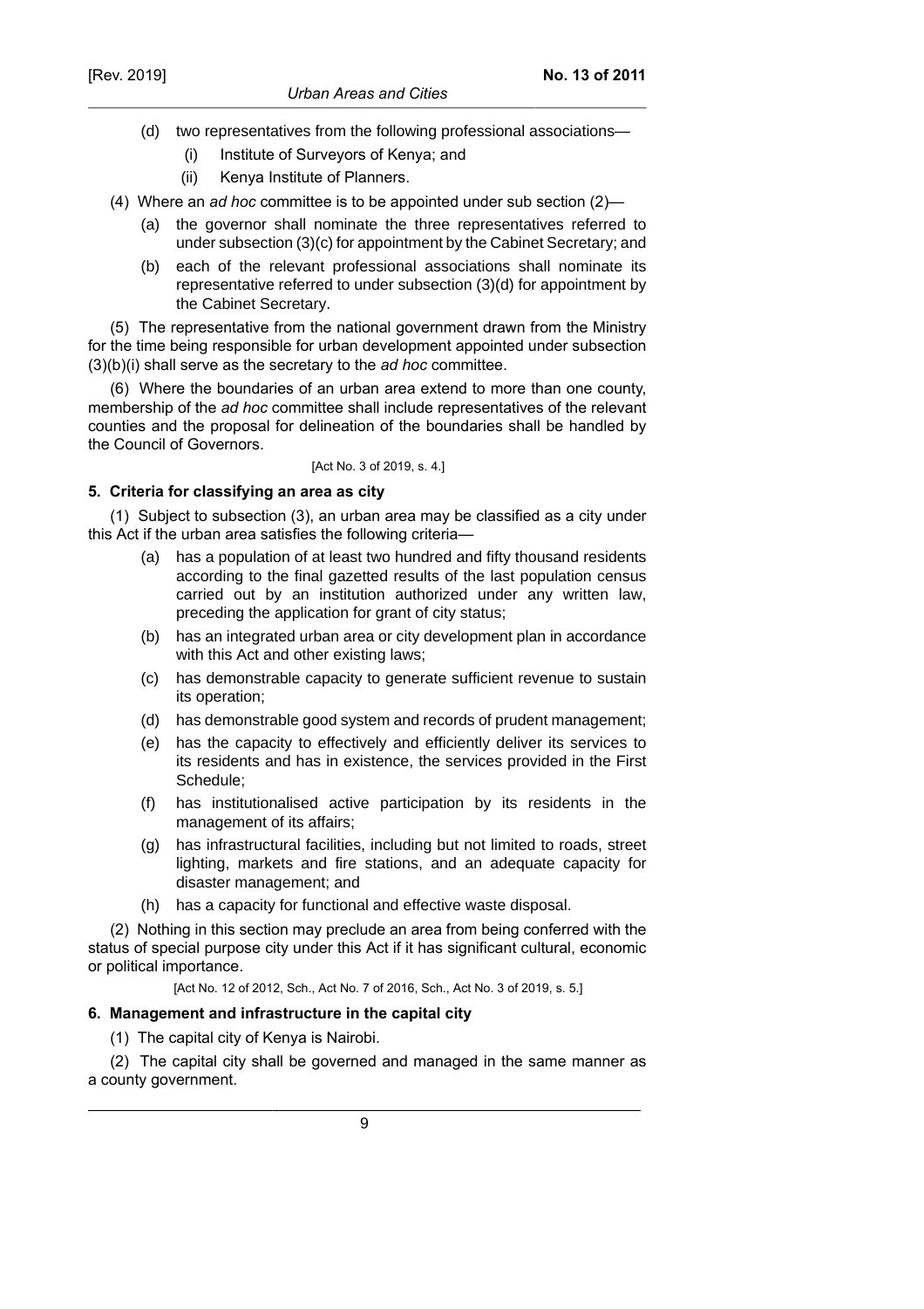(d) two representatives from the following professional associations—

  (i) Institute of Surveyors of Kenya; and

  (ii) Kenya Institute of Planners.

(4) Where an *ad hoc* committee is to be appointed under sub section (2)—

(a) the governor shall nominate the three representatives referred to under subsection (3)(c) for appointment by the Cabinet Secretary; and

(b) each of the relevant professional associations shall nominate its representative referred to under subsection (3)(d) for appointment by the Cabinet Secretary.

(5) The representative from the national government drawn from the Ministry for the time being responsible for urban development appointed under subsection (3)(b)(i) shall serve as the secretary to the *ad hoc* committee.

(6) Where the boundaries of an urban area extend to more than one county, membership of the *ad hoc* committee shall include representatives of the relevant counties and the proposal for delineation of the boundaries shall be handled by the Council of Governors.

[Act No. 3 of 2019, s. 4.]

**5. Criteria for classifying an area as city**

(1) Subject to subsection (3), an urban area may be classified as a city under this Act if the urban area satisfies the following criteria—

(a) has a population of at least two hundred and fifty thousand residents according to the final gazetted results of the last population census carried out by an institution authorized under any written law, preceding the application for grant of city status;

(b) has an integrated urban area or city development plan in accordance with this Act and other existing laws;

(c) has demonstrable capacity to generate sufficient revenue to sustain its operation;

(d) has demonstrable good system and records of prudent management;

(e) has the capacity to effectively and efficiently deliver its services to its residents and has in existence, the services provided in the First Schedule;

(f) has institutionalised active participation by its residents in the management of its affairs;

(g) has infrastructural facilities, including but not limited to roads, street lighting, markets and fire stations, and an adequate capacity for disaster management; and

(h) has a capacity for functional and effective waste disposal.

(2) Nothing in this section may preclude an area from being conferred with the status of special purpose city under this Act if it has significant cultural, economic or political importance.

[Act No. 12 of 2012, Sch., Act No. 7 of 2016, Sch., Act No. 3 of 2019, s. 5.]

**6. Management and infrastructure in the capital city**

(1) The capital city of Kenya is Nairobi.

(2) The capital city shall be governed and managed in the same manner as a county government.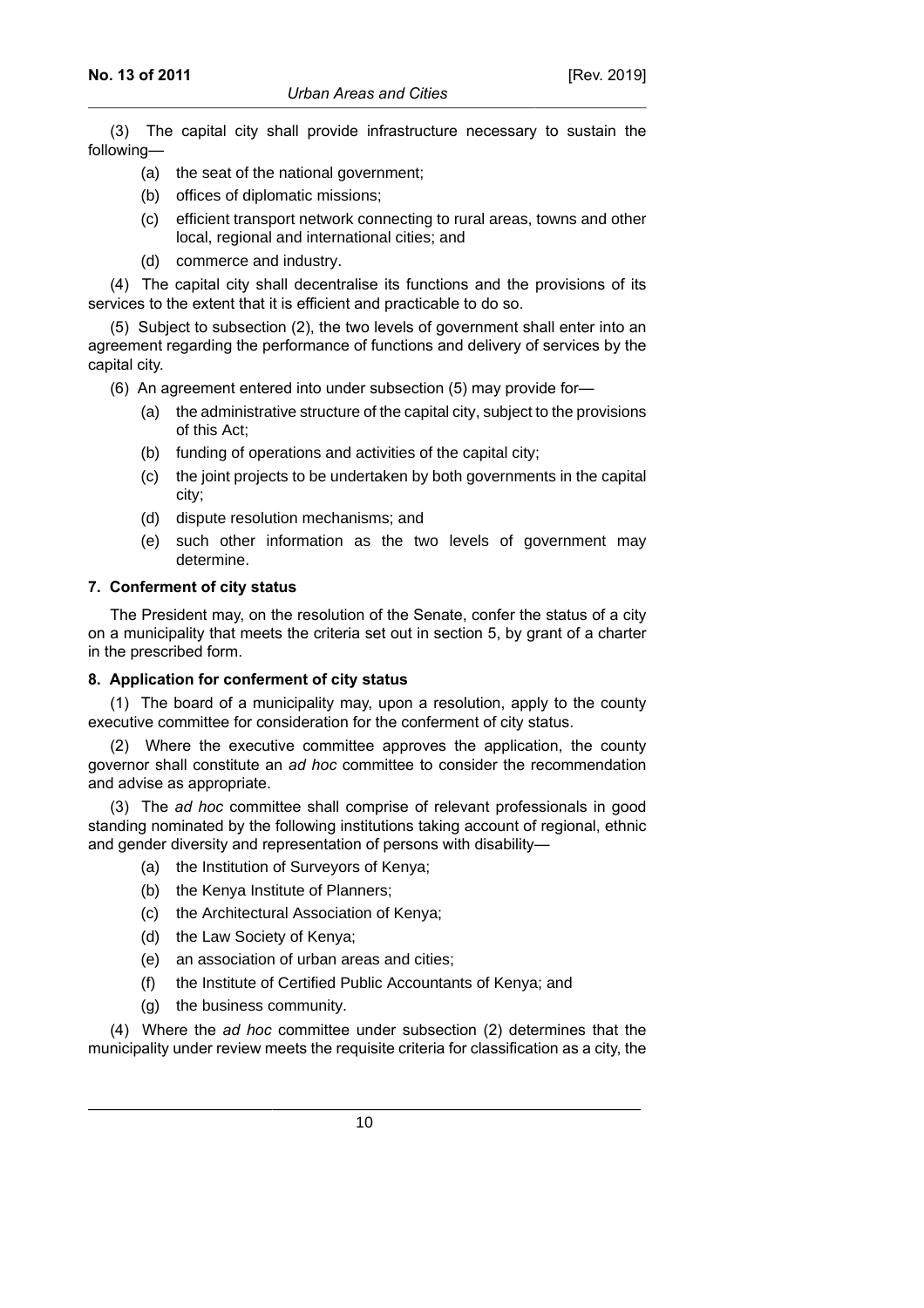(3) The capital city shall provide infrastructure necessary to sustain the following—

(a) the seat of the national government;

(b) offices of diplomatic missions;

(c) efficient transport network connecting to rural areas, towns and other local, regional and international cities; and

(d) commerce and industry.

(4) The capital city shall decentralise its functions and the provisions of its services to the extent that it is efficient and practicable to do so.

(5) Subject to subsection (2), the two levels of government shall enter into an agreement regarding the performance of functions and delivery of services by the capital city.

(6) An agreement entered into under subsection (5) may provide for—

(a) the administrative structure of the capital city, subject to the provisions of this Act;

(b) funding of operations and activities of the capital city;

(c) the joint projects to be undertaken by both governments in the capital city;

(d) dispute resolution mechanisms; and

(e) such other information as the two levels of government may determine.

**7. Conferment of city status**

The President may, on the resolution of the Senate, confer the status of a city on a municipality that meets the criteria set out in section 5, by grant of a charter in the prescribed form.

**8. Application for conferment of city status**

(1) The board of a municipality may, upon a resolution, apply to the county executive committee for consideration for the conferment of city status.

(2) Where the executive committee approves the application, the county governor shall constitute an *ad hoc* committee to consider the recommendation and advise as appropriate.

(3) The *ad hoc* committee shall comprise of relevant professionals in good standing nominated by the following institutions taking account of regional, ethnic and gender diversity and representation of persons with disability—

(a) the Institution of Surveyors of Kenya;

(b) the Kenya Institute of Planners;

(c) the Architectural Association of Kenya;

(d) the Law Society of Kenya;

(e) an association of urban areas and cities;

(f) the Institute of Certified Public Accountants of Kenya; and

(g) the business community.

(4) Where the *ad hoc* committee under subsection (2) determines that the municipality under review meets the requisite criteria for classification as a city, the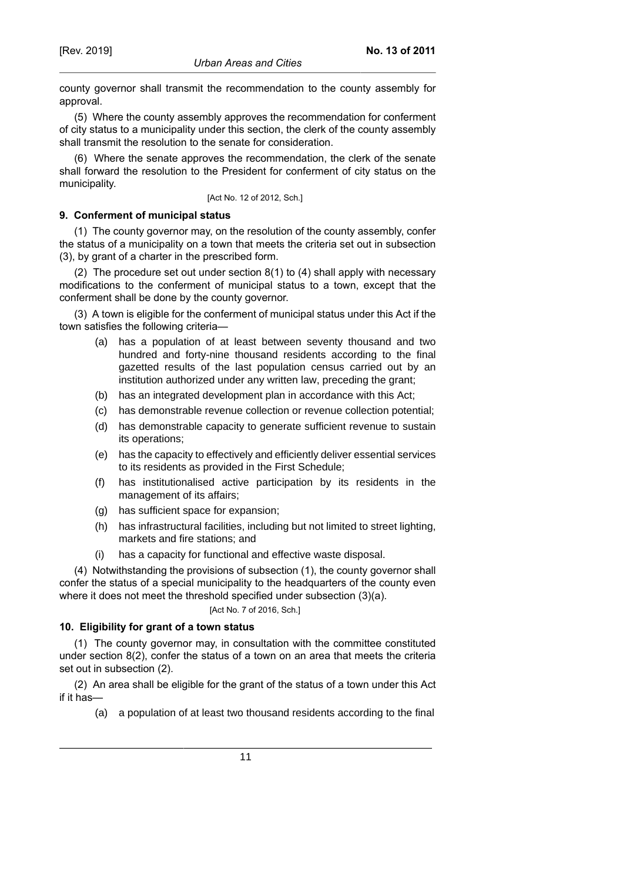county governor shall transmit the recommendation to the county assembly for approval.

(5) Where the county assembly approves the recommendation for conferment of city status to a municipality under this section, the clerk of the county assembly shall transmit the resolution to the senate for consideration.

(6) Where the senate approves the recommendation, the clerk of the senate shall forward the resolution to the President for conferment of city status on the municipality.

[Act No. 12 of 2012, Sch.]

### 9. Conferment of municipal status

(1) The county governor may, on the resolution of the county assembly, confer the status of a municipality on a town that meets the criteria set out in subsection (3), by grant of a charter in the prescribed form.

(2) The procedure set out under section 8(1) to (4) shall apply with necessary modifications to the conferment of municipal status to a town, except that the conferment shall be done by the county governor.

(3) A town is eligible for the conferment of municipal status under this Act if the town satisfies the following criteria—

- (a) has a population of at least between seventy thousand and two hundred and forty-nine thousand residents according to the final gazetted results of the last population census carried out by an institution authorized under any written law, preceding the grant;
- (b) has an integrated development plan in accordance with this Act;
- (c) has demonstrable revenue collection or revenue collection potential;
- (d) has demonstrable capacity to generate sufficient revenue to sustain its operations;
- (e) has the capacity to effectively and efficiently deliver essential services to its residents as provided in the First Schedule;
- (f) has institutionalised active participation by its residents in the management of its affairs;
- (g) has sufficient space for expansion;
- (h) has infrastructural facilities, including but not limited to street lighting, markets and fire stations; and
- (i) has a capacity for functional and effective waste disposal.

(4) Notwithstanding the provisions of subsection (1), the county governor shall confer the status of a special municipality to the headquarters of the county even where it does not meet the threshold specified under subsection (3)(a).

[Act No. 7 of 2016, Sch.]

### 10. Eligibility for grant of a town status

(1) The county governor may, in consultation with the committee constituted under section 8(2), confer the status of a town on an area that meets the criteria set out in subsection (2).

(2) An area shall be eligible for the grant of the status of a town under this Act if it has—

- (a) a population of at least two thousand residents according to the final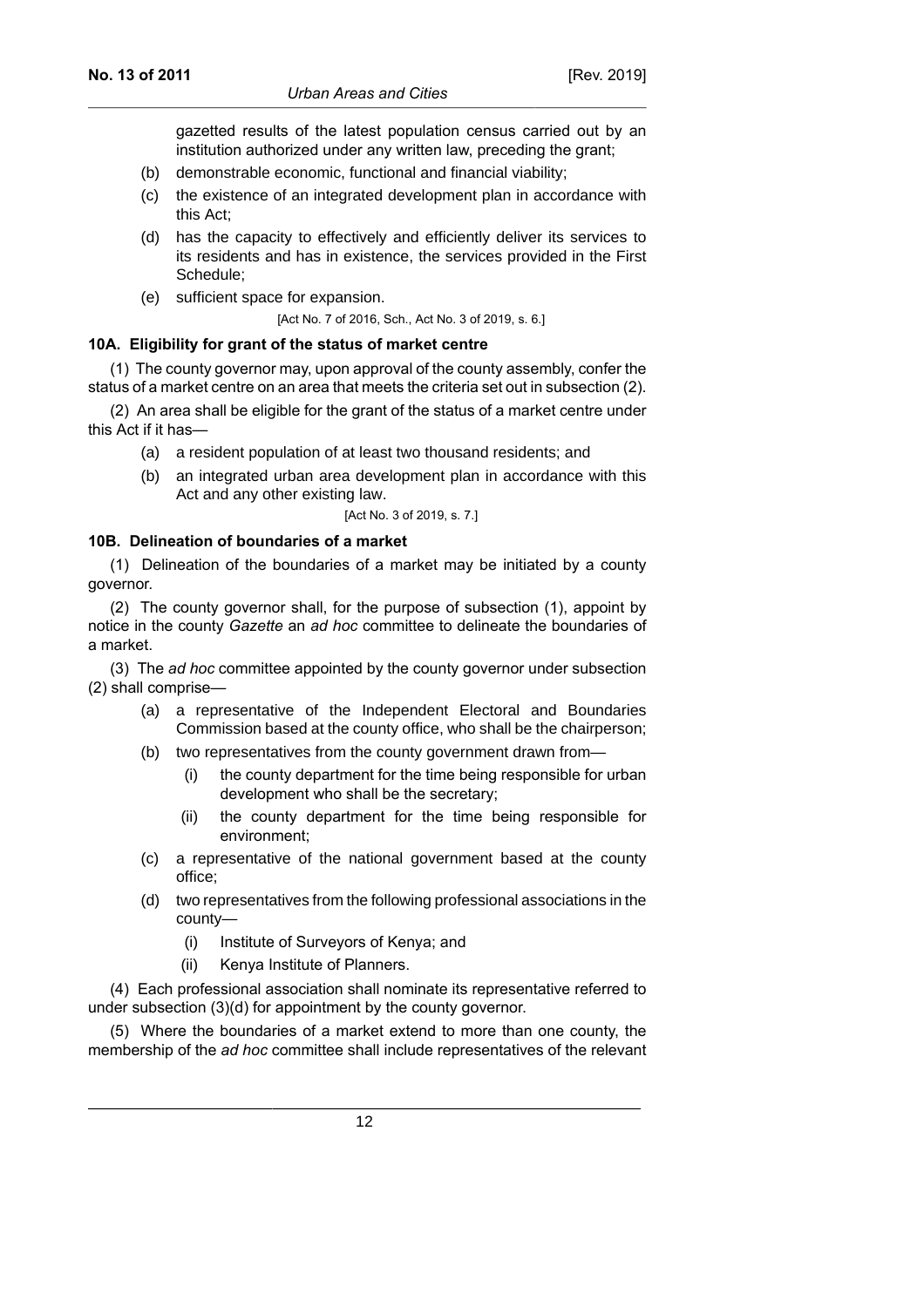gazetted results of the latest population census carried out by an institution authorized under any written law, preceding the grant;

(b) demonstrable economic, functional and financial viability;

(c) the existence of an integrated development plan in accordance with this Act;

(d) has the capacity to effectively and efficiently deliver its services to its residents and has in existence, the services provided in the First Schedule;

(e) sufficient space for expansion.

[Act No. 7 of 2016, Sch., Act No. 3 of 2019, s. 6.]

**10A. Eligibility for grant of the status of market centre**

(1) The county governor may, upon approval of the county assembly, confer the status of a market centre on an area that meets the criteria set out in subsection (2).

(2) An area shall be eligible for the grant of the status of a market centre under this Act if it has—

(a) a resident population of at least two thousand residents; and

(b) an integrated urban area development plan in accordance with this Act and any other existing law.

[Act No. 3 of 2019, s. 7.]

**10B. Delineation of boundaries of a market**

(1) Delineation of the boundaries of a market may be initiated by a county governor.

(2) The county governor shall, for the purpose of subsection (1), appoint by notice in the county *Gazette* an *ad hoc* committee to delineate the boundaries of a market.

(3) The *ad hoc* committee appointed by the county governor under subsection (2) shall comprise—

(a) a representative of the Independent Electoral and Boundaries Commission based at the county office, who shall be the chairperson;

(b) two representatives from the county government drawn from—

(i) the county department for the time being responsible for urban development who shall be the secretary;

(ii) the county department for the time being responsible for environment;

(c) a representative of the national government based at the county office;

(d) two representatives from the following professional associations in the county—

(i) Institute of Surveyors of Kenya; and

(ii) Kenya Institute of Planners.

(4) Each professional association shall nominate its representative referred to under subsection (3)(d) for appointment by the county governor.

(5) Where the boundaries of a market extend to more than one county, the membership of the *ad hoc* committee shall include representatives of the relevant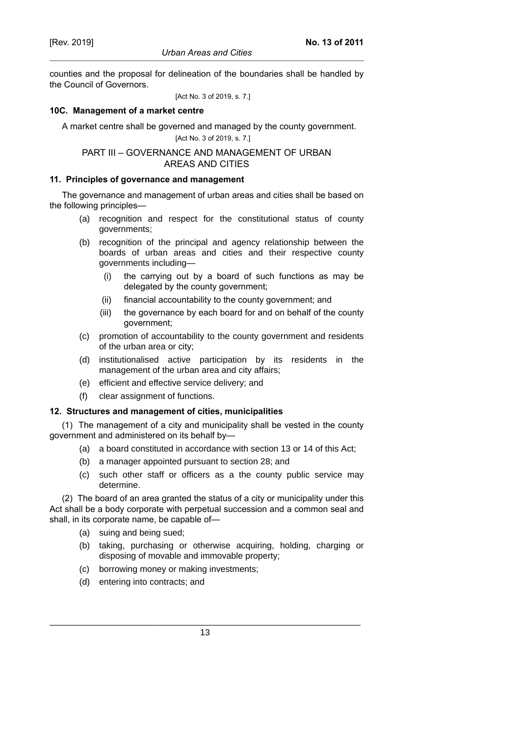counties and the proposal for delineation of the boundaries shall be handled by the Council of Governors.

[Act No. 3 of 2019, s. 7.]

**10C. Management of a market centre**

A market centre shall be governed and managed by the county government.

[Act No. 3 of 2019, s. 7.]

## PART III – GOVERNANCE AND MANAGEMENT OF URBAN AREAS AND CITIES

**11. Principles of governance and management**

The governance and management of urban areas and cities shall be based on the following principles—

(a) recognition and respect for the constitutional status of county governments;

(b) recognition of the principal and agency relationship between the boards of urban areas and cities and their respective county governments including—

(i) the carrying out by a board of such functions as may be delegated by the county government;

(ii) financial accountability to the county government; and

(iii) the governance by each board for and on behalf of the county government;

(c) promotion of accountability to the county government and residents of the urban area or city;

(d) institutionalised active participation by its residents in the management of the urban area and city affairs;

(e) efficient and effective service delivery; and

(f) clear assignment of functions.

**12. Structures and management of cities, municipalities**

(1) The management of a city and municipality shall be vested in the county government and administered on its behalf by—

(a) a board constituted in accordance with section 13 or 14 of this Act;

(b) a manager appointed pursuant to section 28; and

(c) such other staff or officers as a the county public service may determine.

(2) The board of an area granted the status of a city or municipality under this Act shall be a body corporate with perpetual succession and a common seal and shall, in its corporate name, be capable of—

(a) suing and being sued;

(b) taking, purchasing or otherwise acquiring, holding, charging or disposing of movable and immovable property;

(c) borrowing money or making investments;

(d) entering into contracts; and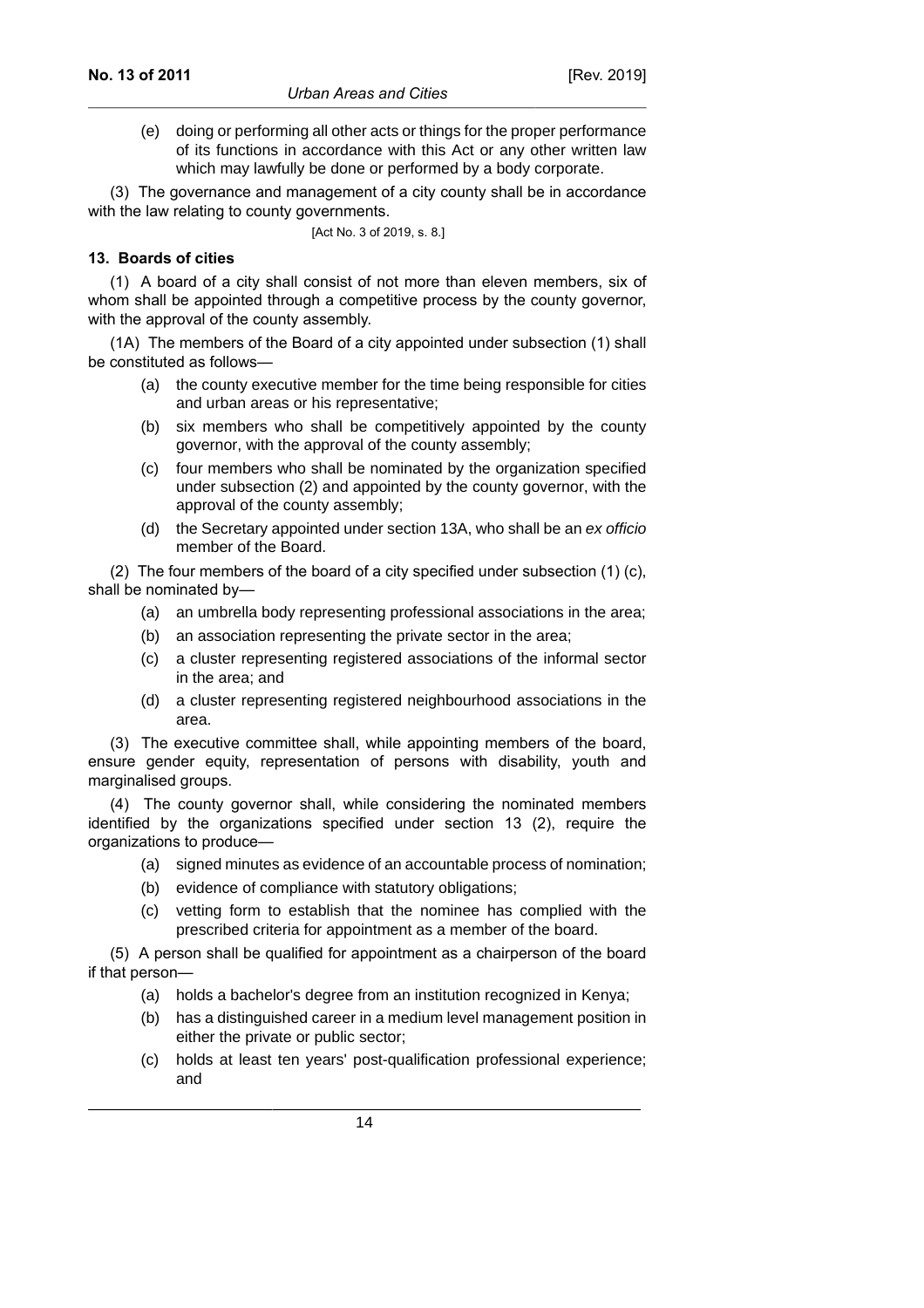(e) doing or performing all other acts or things for the proper performance of its functions in accordance with this Act or any other written law which may lawfully be done or performed by a body corporate.

(3) The governance and management of a city county shall be in accordance with the law relating to county governments.

[Act No. 3 of 2019, s. 8.]

**13. Boards of cities**

(1) A board of a city shall consist of not more than eleven members, six of whom shall be appointed through a competitive process by the county governor, with the approval of the county assembly.

(1A) The members of the Board of a city appointed under subsection (1) shall be constituted as follows—

(a) the county executive member for the time being responsible for cities and urban areas or his representative;

(b) six members who shall be competitively appointed by the county governor, with the approval of the county assembly;

(c) four members who shall be nominated by the organization specified under subsection (2) and appointed by the county governor, with the approval of the county assembly;

(d) the Secretary appointed under section 13A, who shall be an *ex officio* member of the Board.

(2) The four members of the board of a city specified under subsection (1) (c), shall be nominated by—

(a) an umbrella body representing professional associations in the area;

(b) an association representing the private sector in the area;

(c) a cluster representing registered associations of the informal sector in the area; and

(d) a cluster representing registered neighbourhood associations in the area.

(3) The executive committee shall, while appointing members of the board, ensure gender equity, representation of persons with disability, youth and marginalised groups.

(4) The county governor shall, while considering the nominated members identified by the organizations specified under section 13 (2), require the organizations to produce—

(a) signed minutes as evidence of an accountable process of nomination;

(b) evidence of compliance with statutory obligations;

(c) vetting form to establish that the nominee has complied with the prescribed criteria for appointment as a member of the board.

(5) A person shall be qualified for appointment as a chairperson of the board if that person—

(a) holds a bachelor's degree from an institution recognized in Kenya;

(b) has a distinguished career in a medium level management position in either the private or public sector;

(c) holds at least ten years' post-qualification professional experience; and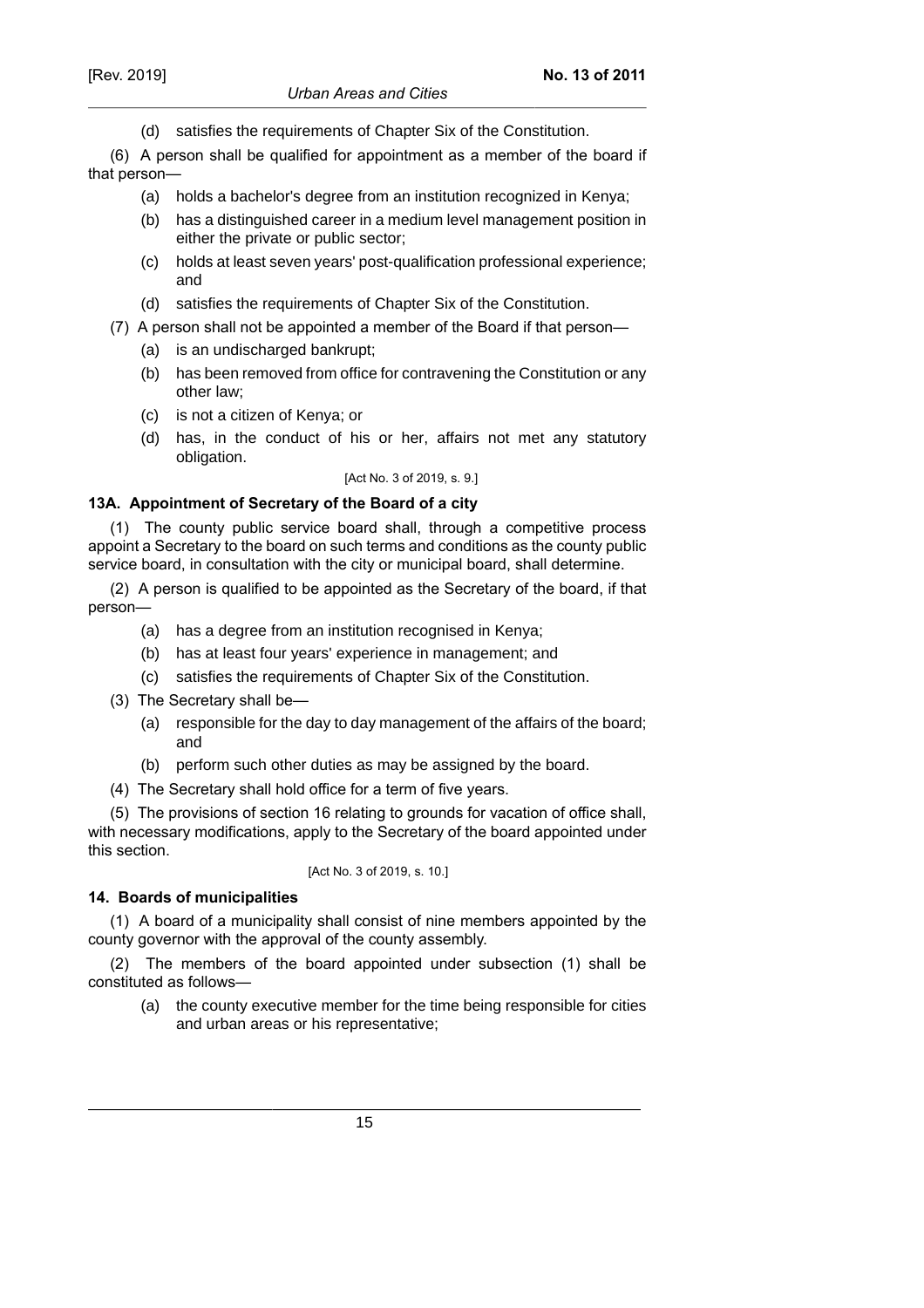(d) satisfies the requirements of Chapter Six of the Constitution.

(6) A person shall be qualified for appointment as a member of the board if that person—

(a) holds a bachelor's degree from an institution recognized in Kenya;

(b) has a distinguished career in a medium level management position in either the private or public sector;

(c) holds at least seven years' post-qualification professional experience; and

(d) satisfies the requirements of Chapter Six of the Constitution.

(7) A person shall not be appointed a member of the Board if that person—

(a) is an undischarged bankrupt;

(b) has been removed from office for contravening the Constitution or any other law;

(c) is not a citizen of Kenya; or

(d) has, in the conduct of his or her, affairs not met any statutory obligation.

[Act No. 3 of 2019, s. 9.]

### 13A. Appointment of Secretary of the Board of a city

(1) The county public service board shall, through a competitive process appoint a Secretary to the board on such terms and conditions as the county public service board, in consultation with the city or municipal board, shall determine.

(2) A person is qualified to be appointed as the Secretary of the board, if that person—

(a) has a degree from an institution recognised in Kenya;

(b) has at least four years' experience in management; and

(c) satisfies the requirements of Chapter Six of the Constitution.

(3) The Secretary shall be—

(a) responsible for the day to day management of the affairs of the board; and

(b) perform such other duties as may be assigned by the board.

(4) The Secretary shall hold office for a term of five years.

(5) The provisions of section 16 relating to grounds for vacation of office shall, with necessary modifications, apply to the Secretary of the board appointed under this section.

[Act No. 3 of 2019, s. 10.]

### 14. Boards of municipalities

(1) A board of a municipality shall consist of nine members appointed by the county governor with the approval of the county assembly.

(2) The members of the board appointed under subsection (1) shall be constituted as follows—

(a) the county executive member for the time being responsible for cities and urban areas or his representative;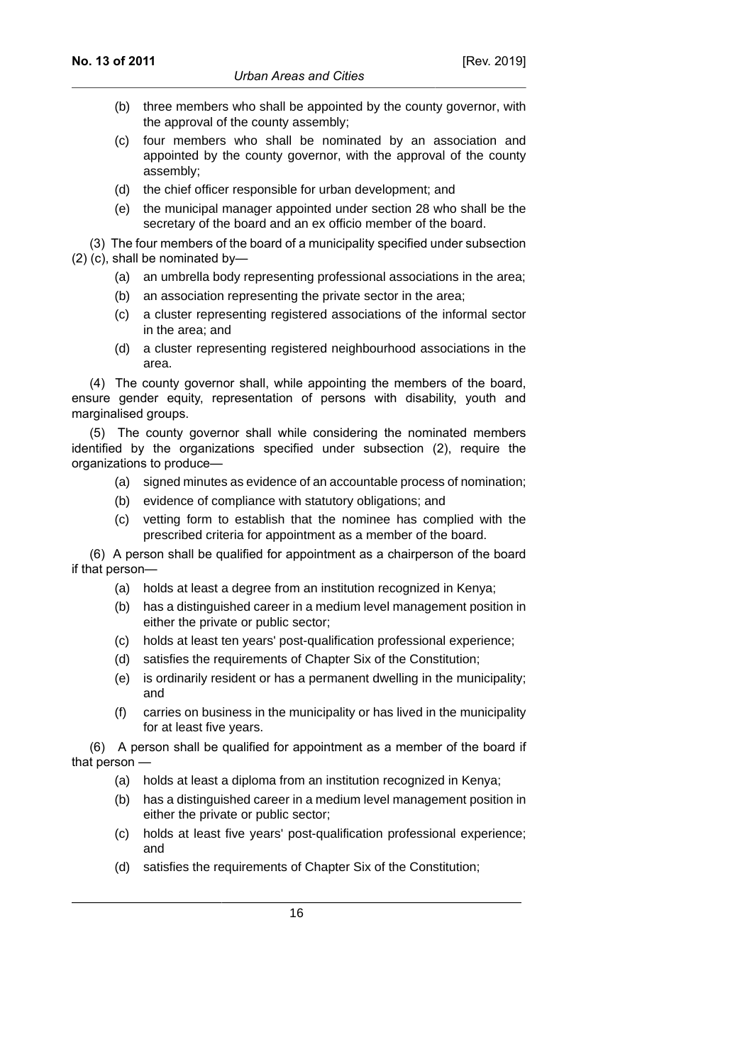(b) three members who shall be appointed by the county governor, with the approval of the county assembly;

(c) four members who shall be nominated by an association and appointed by the county governor, with the approval of the county assembly;

(d) the chief officer responsible for urban development; and

(e) the municipal manager appointed under section 28 who shall be the secretary of the board and an ex officio member of the board.

(3) The four members of the board of a municipality specified under subsection (2) (c), shall be nominated by—

(a) an umbrella body representing professional associations in the area;

(b) an association representing the private sector in the area;

(c) a cluster representing registered associations of the informal sector in the area; and

(d) a cluster representing registered neighbourhood associations in the area.

(4) The county governor shall, while appointing the members of the board, ensure gender equity, representation of persons with disability, youth and marginalised groups.

(5) The county governor shall while considering the nominated members identified by the organizations specified under subsection (2), require the organizations to produce—

(a) signed minutes as evidence of an accountable process of nomination;

(b) evidence of compliance with statutory obligations; and

(c) vetting form to establish that the nominee has complied with the prescribed criteria for appointment as a member of the board.

(6) A person shall be qualified for appointment as a chairperson of the board if that person—

(a) holds at least a degree from an institution recognized in Kenya;

(b) has a distinguished career in a medium level management position in either the private or public sector;

(c) holds at least ten years' post-qualification professional experience;

(d) satisfies the requirements of Chapter Six of the Constitution;

(e) is ordinarily resident or has a permanent dwelling in the municipality; and

(f) carries on business in the municipality or has lived in the municipality for at least five years.

(6) A person shall be qualified for appointment as a member of the board if that person —

(a) holds at least a diploma from an institution recognized in Kenya;

(b) has a distinguished career in a medium level management position in either the private or public sector;

(c) holds at least five years' post-qualification professional experience; and

(d) satisfies the requirements of Chapter Six of the Constitution;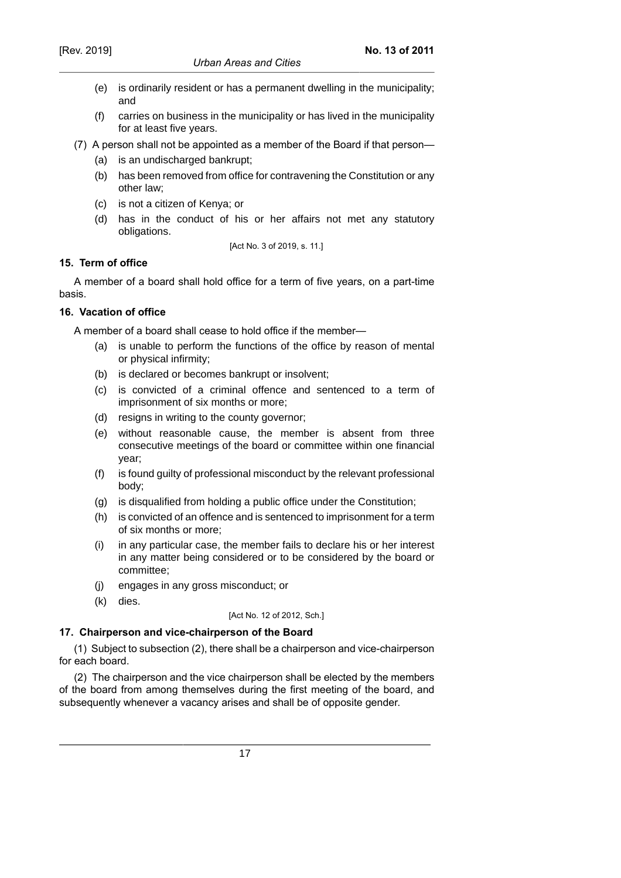(e) is ordinarily resident or has a permanent dwelling in the municipality; and

(f) carries on business in the municipality or has lived in the municipality for at least five years.

(7) A person shall not be appointed as a member of the Board if that person—

(a) is an undischarged bankrupt;

(b) has been removed from office for contravening the Constitution or any other law;

(c) is not a citizen of Kenya; or

(d) has in the conduct of his or her affairs not met any statutory obligations.

[Act No. 3 of 2019, s. 11.]

**15. Term of office**

A member of a board shall hold office for a term of five years, on a part-time basis.

**16. Vacation of office**

A member of a board shall cease to hold office if the member—

(a) is unable to perform the functions of the office by reason of mental or physical infirmity;

(b) is declared or becomes bankrupt or insolvent;

(c) is convicted of a criminal offence and sentenced to a term of imprisonment of six months or more;

(d) resigns in writing to the county governor;

(e) without reasonable cause, the member is absent from three consecutive meetings of the board or committee within one financial year;

(f) is found guilty of professional misconduct by the relevant professional body;

(g) is disqualified from holding a public office under the Constitution;

(h) is convicted of an offence and is sentenced to imprisonment for a term of six months or more;

(i) in any particular case, the member fails to declare his or her interest in any matter being considered or to be considered by the board or committee;

(j) engages in any gross misconduct; or

(k) dies.

[Act No. 12 of 2012, Sch.]

**17. Chairperson and vice-chairperson of the Board**

(1) Subject to subsection (2), there shall be a chairperson and vice-chairperson for each board.

(2) The chairperson and the vice chairperson shall be elected by the members of the board from among themselves during the first meeting of the board, and subsequently whenever a vacancy arises and shall be of opposite gender.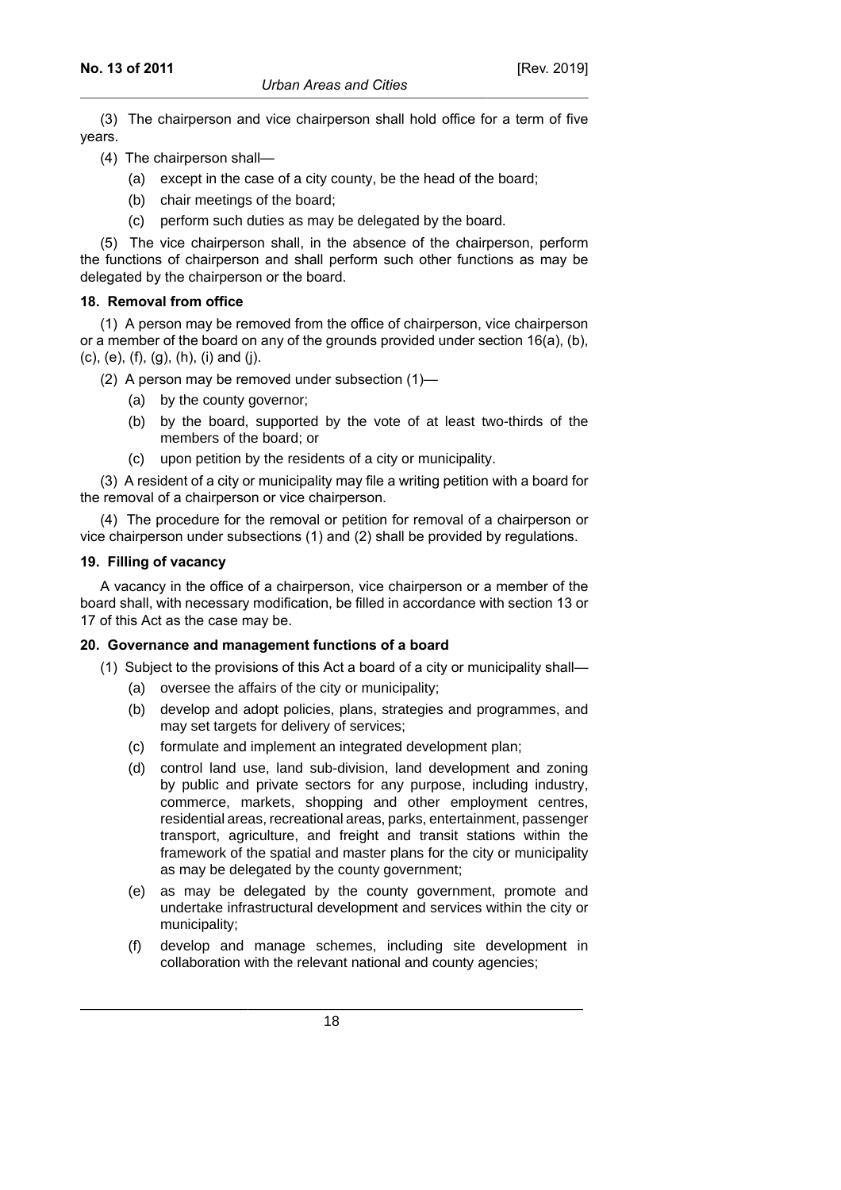(3) The chairperson and vice chairperson shall hold office for a term of five years.

(4) The chairperson shall—

(a) except in the case of a city county, be the head of the board;

(b) chair meetings of the board;

(c) perform such duties as may be delegated by the board.

(5) The vice chairperson shall, in the absence of the chairperson, perform the functions of chairperson and shall perform such other functions as may be delegated by the chairperson or the board.

### 18. Removal from office

(1) A person may be removed from the office of chairperson, vice chairperson or a member of the board on any of the grounds provided under section 16(a), (b), (c), (e), (f), (g), (h), (i) and (j).

(2) A person may be removed under subsection (1)—

(a) by the county governor;

(b) by the board, supported by the vote of at least two-thirds of the members of the board; or

(c) upon petition by the residents of a city or municipality.

(3) A resident of a city or municipality may file a writing petition with a board for the removal of a chairperson or vice chairperson.

(4) The procedure for the removal or petition for removal of a chairperson or vice chairperson under subsections (1) and (2) shall be provided by regulations.

### 19. Filling of vacancy

A vacancy in the office of a chairperson, vice chairperson or a member of the board shall, with necessary modification, be filled in accordance with section 13 or 17 of this Act as the case may be.

### 20. Governance and management functions of a board

(1) Subject to the provisions of this Act a board of a city or municipality shall—

(a) oversee the affairs of the city or municipality;

(b) develop and adopt policies, plans, strategies and programmes, and may set targets for delivery of services;

(c) formulate and implement an integrated development plan;

(d) control land use, land sub-division, land development and zoning by public and private sectors for any purpose, including industry, commerce, markets, shopping and other employment centres, residential areas, recreational areas, parks, entertainment, passenger transport, agriculture, and freight and transit stations within the framework of the spatial and master plans for the city or municipality as may be delegated by the county government;

(e) as may be delegated by the county government, promote and undertake infrastructural development and services within the city or municipality;

(f) develop and manage schemes, including site development in collaboration with the relevant national and county agencies;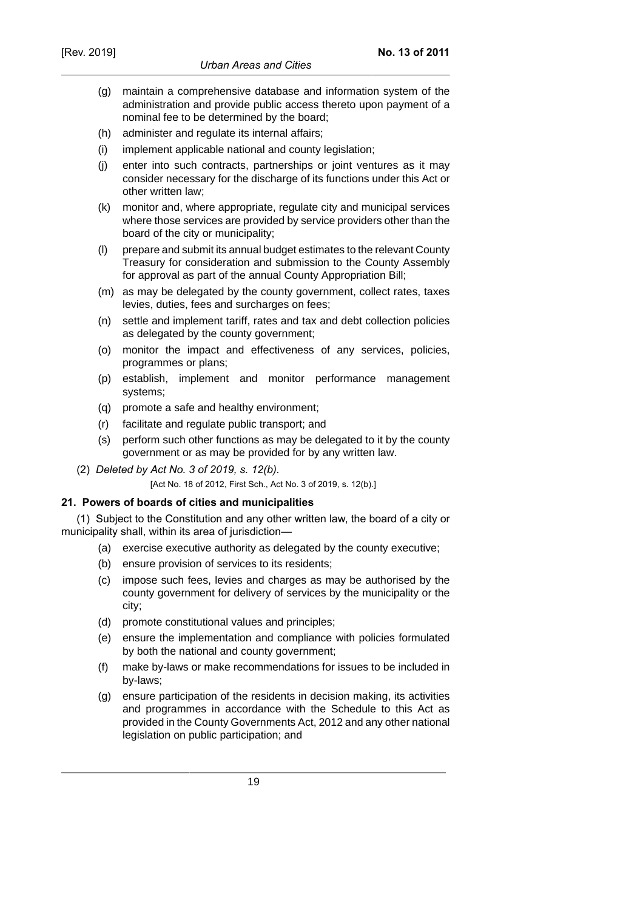- (g) maintain a comprehensive database and information system of the administration and provide public access thereto upon payment of a nominal fee to be determined by the board;
- (h) administer and regulate its internal affairs;
- (i) implement applicable national and county legislation;
- (j) enter into such contracts, partnerships or joint ventures as it may consider necessary for the discharge of its functions under this Act or other written law;
- (k) monitor and, where appropriate, regulate city and municipal services where those services are provided by service providers other than the board of the city or municipality;
- (l) prepare and submit its annual budget estimates to the relevant County Treasury for consideration and submission to the County Assembly for approval as part of the annual County Appropriation Bill;
- (m) as may be delegated by the county government, collect rates, taxes levies, duties, fees and surcharges on fees;
- (n) settle and implement tariff, rates and tax and debt collection policies as delegated by the county government;
- (o) monitor the impact and effectiveness of any services, policies, programmes or plans;
- (p) establish, implement and monitor performance management systems;
- (q) promote a safe and healthy environment;
- (r) facilitate and regulate public transport; and
- (s) perform such other functions as may be delegated to it by the county government or as may be provided for by any written law.

(2) *Deleted by Act No. 3 of 2019, s. 12(b).*

[Act No. 18 of 2012, First Sch., Act No. 3 of 2019, s. 12(b).]

**21. Powers of boards of cities and municipalities**

(1) Subject to the Constitution and any other written law, the board of a city or municipality shall, within its area of jurisdiction—

- (a) exercise executive authority as delegated by the county executive;
- (b) ensure provision of services to its residents;
- (c) impose such fees, levies and charges as may be authorised by the county government for delivery of services by the municipality or the city;
- (d) promote constitutional values and principles;
- (e) ensure the implementation and compliance with policies formulated by both the national and county government;
- (f) make by-laws or make recommendations for issues to be included in by-laws;
- (g) ensure participation of the residents in decision making, its activities and programmes in accordance with the Schedule to this Act as provided in the County Governments Act, 2012 and any other national legislation on public participation; and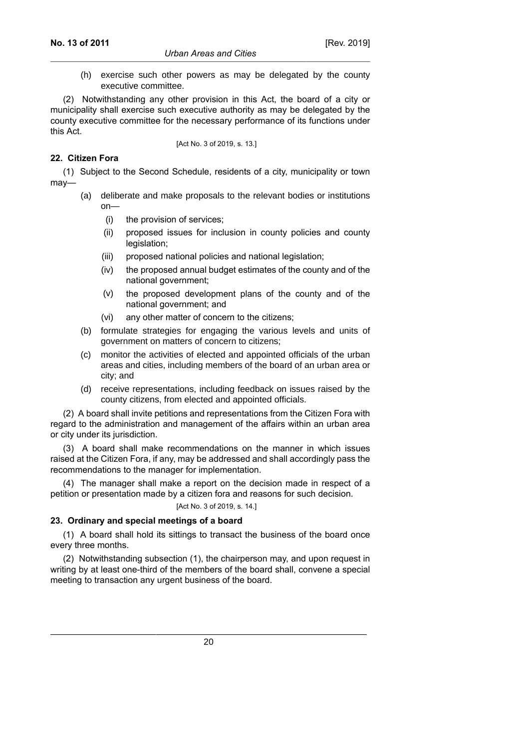(h) exercise such other powers as may be delegated by the county executive committee.

(2) Notwithstanding any other provision in this Act, the board of a city or municipality shall exercise such executive authority as may be delegated by the county executive committee for the necessary performance of its functions under this Act.

[Act No. 3 of 2019, s. 13.]

**22. Citizen Fora**

(1) Subject to the Second Schedule, residents of a city, municipality or town may—

- (a) deliberate and make proposals to the relevant bodies or institutions on—
  - (i) the provision of services;
  - (ii) proposed issues for inclusion in county policies and county legislation;
  - (iii) proposed national policies and national legislation;
  - (iv) the proposed annual budget estimates of the county and of the national government;
  - (v) the proposed development plans of the county and of the national government; and
  - (vi) any other matter of concern to the citizens;
- (b) formulate strategies for engaging the various levels and units of government on matters of concern to citizens;
- (c) monitor the activities of elected and appointed officials of the urban areas and cities, including members of the board of an urban area or city; and
- (d) receive representations, including feedback on issues raised by the county citizens, from elected and appointed officials.

(2) A board shall invite petitions and representations from the Citizen Fora with regard to the administration and management of the affairs within an urban area or city under its jurisdiction.

(3) A board shall make recommendations on the manner in which issues raised at the Citizen Fora, if any, may be addressed and shall accordingly pass the recommendations to the manager for implementation.

(4) The manager shall make a report on the decision made in respect of a petition or presentation made by a citizen fora and reasons for such decision.

[Act No. 3 of 2019, s. 14.]

**23. Ordinary and special meetings of a board**

(1) A board shall hold its sittings to transact the business of the board once every three months.

(2) Notwithstanding subsection (1), the chairperson may, and upon request in writing by at least one-third of the members of the board shall, convene a special meeting to transaction any urgent business of the board.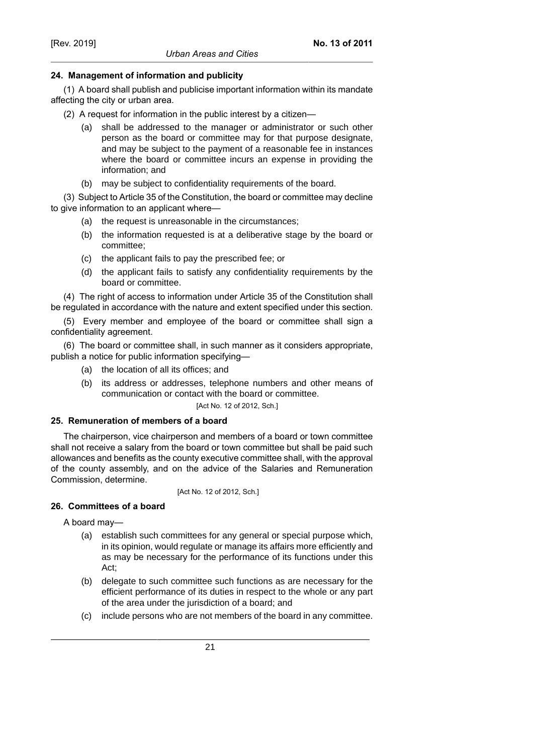### 24. Management of information and publicity

(1) A board shall publish and publicise important information within its mandate affecting the city or urban area.

(2) A request for information in the public interest by a citizen—

- (a) shall be addressed to the manager or administrator or such other person as the board or committee may for that purpose designate, and may be subject to the payment of a reasonable fee in instances where the board or committee incurs an expense in providing the information; and
- (b) may be subject to confidentiality requirements of the board.

(3) Subject to Article 35 of the Constitution, the board or committee may decline to give information to an applicant where—

- (a) the request is unreasonable in the circumstances;
- (b) the information requested is at a deliberative stage by the board or committee;
- (c) the applicant fails to pay the prescribed fee; or
- (d) the applicant fails to satisfy any confidentiality requirements by the board or committee.

(4) The right of access to information under Article 35 of the Constitution shall be regulated in accordance with the nature and extent specified under this section.

(5) Every member and employee of the board or committee shall sign a confidentiality agreement.

(6) The board or committee shall, in such manner as it considers appropriate, publish a notice for public information specifying—

- (a) the location of all its offices; and
- (b) its address or addresses, telephone numbers and other means of communication or contact with the board or committee.

[Act No. 12 of 2012, Sch.]

### 25. Remuneration of members of a board

The chairperson, vice chairperson and members of a board or town committee shall not receive a salary from the board or town committee but shall be paid such allowances and benefits as the county executive committee shall, with the approval of the county assembly, and on the advice of the Salaries and Remuneration Commission, determine.

[Act No. 12 of 2012, Sch.]

### 26. Committees of a board

A board may—

- (a) establish such committees for any general or special purpose which, in its opinion, would regulate or manage its affairs more efficiently and as may be necessary for the performance of its functions under this Act;
- (b) delegate to such committee such functions as are necessary for the efficient performance of its duties in respect to the whole or any part of the area under the jurisdiction of a board; and
- (c) include persons who are not members of the board in any committee.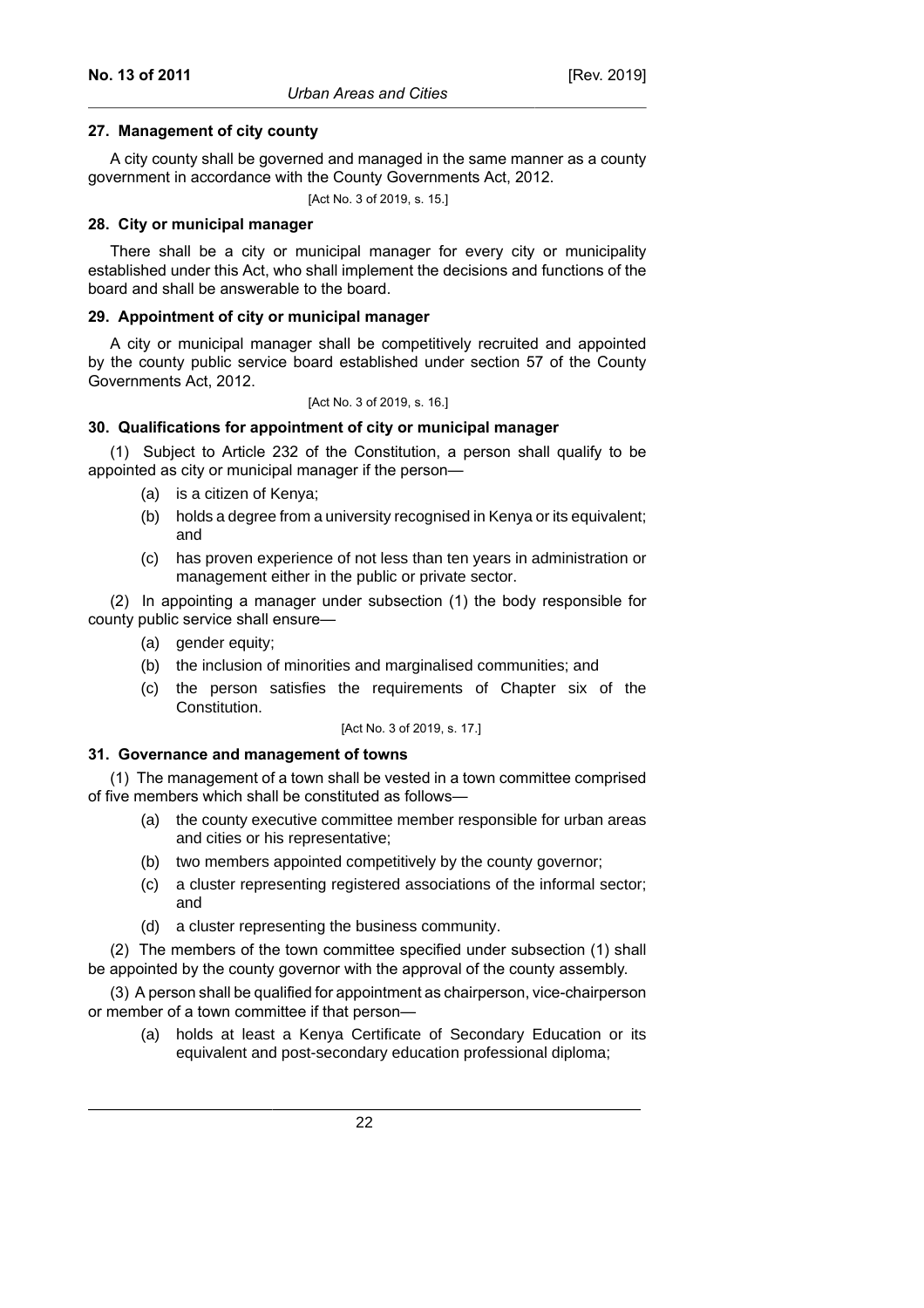**27. Management of city county**

A city county shall be governed and managed in the same manner as a county government in accordance with the County Governments Act, 2012.

[Act No. 3 of 2019, s. 15.]

**28. City or municipal manager**

There shall be a city or municipal manager for every city or municipality established under this Act, who shall implement the decisions and functions of the board and shall be answerable to the board.

**29. Appointment of city or municipal manager**

A city or municipal manager shall be competitively recruited and appointed by the county public service board established under section 57 of the County Governments Act, 2012.

[Act No. 3 of 2019, s. 16.]

**30. Qualifications for appointment of city or municipal manager**

(1) Subject to Article 232 of the Constitution, a person shall qualify to be appointed as city or municipal manager if the person—

- (a) is a citizen of Kenya;
- (b) holds a degree from a university recognised in Kenya or its equivalent; and
- (c) has proven experience of not less than ten years in administration or management either in the public or private sector.

(2) In appointing a manager under subsection (1) the body responsible for county public service shall ensure—

- (a) gender equity;
- (b) the inclusion of minorities and marginalised communities; and
- (c) the person satisfies the requirements of Chapter six of the Constitution.

[Act No. 3 of 2019, s. 17.]

**31. Governance and management of towns**

(1) The management of a town shall be vested in a town committee comprised of five members which shall be constituted as follows—

- (a) the county executive committee member responsible for urban areas and cities or his representative;
- (b) two members appointed competitively by the county governor;
- (c) a cluster representing registered associations of the informal sector; and
- (d) a cluster representing the business community.

(2) The members of the town committee specified under subsection (1) shall be appointed by the county governor with the approval of the county assembly.

(3) A person shall be qualified for appointment as chairperson, vice-chairperson or member of a town committee if that person—

- (a) holds at least a Kenya Certificate of Secondary Education or its equivalent and post-secondary education professional diploma;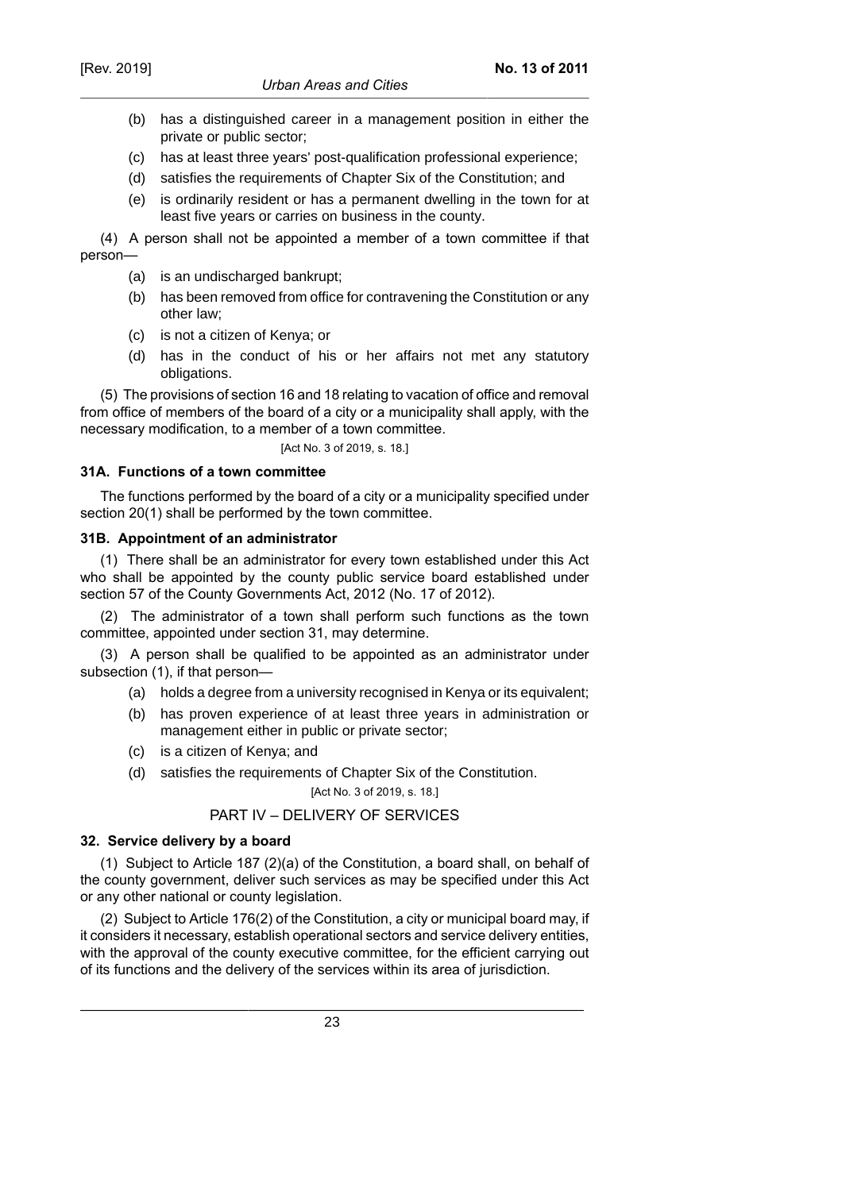(b) has a distinguished career in a management position in either the private or public sector;

(c) has at least three years' post-qualification professional experience;

(d) satisfies the requirements of Chapter Six of the Constitution; and

(e) is ordinarily resident or has a permanent dwelling in the town for at least five years or carries on business in the county.

(4) A person shall not be appointed a member of a town committee if that person—

(a) is an undischarged bankrupt;

(b) has been removed from office for contravening the Constitution or any other law;

(c) is not a citizen of Kenya; or

(d) has in the conduct of his or her affairs not met any statutory obligations.

(5) The provisions of section 16 and 18 relating to vacation of office and removal from office of members of the board of a city or a municipality shall apply, with the necessary modification, to a member of a town committee.

[Act No. 3 of 2019, s. 18.]

### 31A. Functions of a town committee

The functions performed by the board of a city or a municipality specified under section 20(1) shall be performed by the town committee.

### 31B. Appointment of an administrator

(1) There shall be an administrator for every town established under this Act who shall be appointed by the county public service board established under section 57 of the County Governments Act, 2012 (No. 17 of 2012).

(2) The administrator of a town shall perform such functions as the town committee, appointed under section 31, may determine.

(3) A person shall be qualified to be appointed as an administrator under subsection (1), if that person—

(a) holds a degree from a university recognised in Kenya or its equivalent;

(b) has proven experience of at least three years in administration or management either in public or private sector;

(c) is a citizen of Kenya; and

(d) satisfies the requirements of Chapter Six of the Constitution.

[Act No. 3 of 2019, s. 18.]

## PART IV – DELIVERY OF SERVICES

### 32. Service delivery by a board

(1) Subject to Article 187 (2)(a) of the Constitution, a board shall, on behalf of the county government, deliver such services as may be specified under this Act or any other national or county legislation.

(2) Subject to Article 176(2) of the Constitution, a city or municipal board may, if it considers it necessary, establish operational sectors and service delivery entities, with the approval of the county executive committee, for the efficient carrying out of its functions and the delivery of the services within its area of jurisdiction.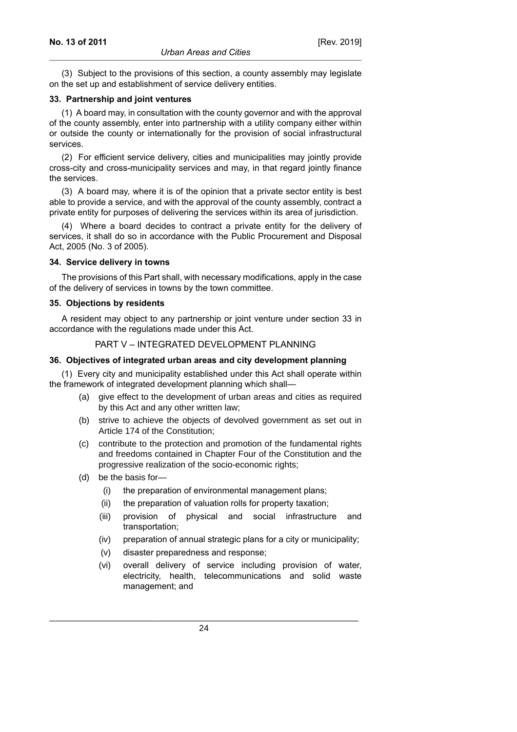(3) Subject to the provisions of this section, a county assembly may legislate on the set up and establishment of service delivery entities.

### 33. Partnership and joint ventures

(1) A board may, in consultation with the county governor and with the approval of the county assembly, enter into partnership with a utility company either within or outside the county or internationally for the provision of social infrastructural services.

(2) For efficient service delivery, cities and municipalities may jointly provide cross-city and cross-municipality services and may, in that regard jointly finance the services.

(3) A board may, where it is of the opinion that a private sector entity is best able to provide a service, and with the approval of the county assembly, contract a private entity for purposes of delivering the services within its area of jurisdiction.

(4) Where a board decides to contract a private entity for the delivery of services, it shall do so in accordance with the Public Procurement and Disposal Act, 2005 (No. 3 of 2005).

### 34. Service delivery in towns

The provisions of this Part shall, with necessary modifications, apply in the case of the delivery of services in towns by the town committee.

### 35. Objections by residents

A resident may object to any partnership or joint venture under section 33 in accordance with the regulations made under this Act.

## PART V – INTEGRATED DEVELOPMENT PLANNING

### 36. Objectives of integrated urban areas and city development planning

(1) Every city and municipality established under this Act shall operate within the framework of integrated development planning which shall—

- (a) give effect to the development of urban areas and cities as required by this Act and any other written law;
- (b) strive to achieve the objects of devolved government as set out in Article 174 of the Constitution;
- (c) contribute to the protection and promotion of the fundamental rights and freedoms contained in Chapter Four of the Constitution and the progressive realization of the socio-economic rights;
- (d) be the basis for—
  - (i) the preparation of environmental management plans;
  - (ii) the preparation of valuation rolls for property taxation;
  - (iii) provision of physical and social infrastructure and transportation;
  - (iv) preparation of annual strategic plans for a city or municipality;
  - (v) disaster preparedness and response;
  - (vi) overall delivery of service including provision of water, electricity, health, telecommunications and solid waste management; and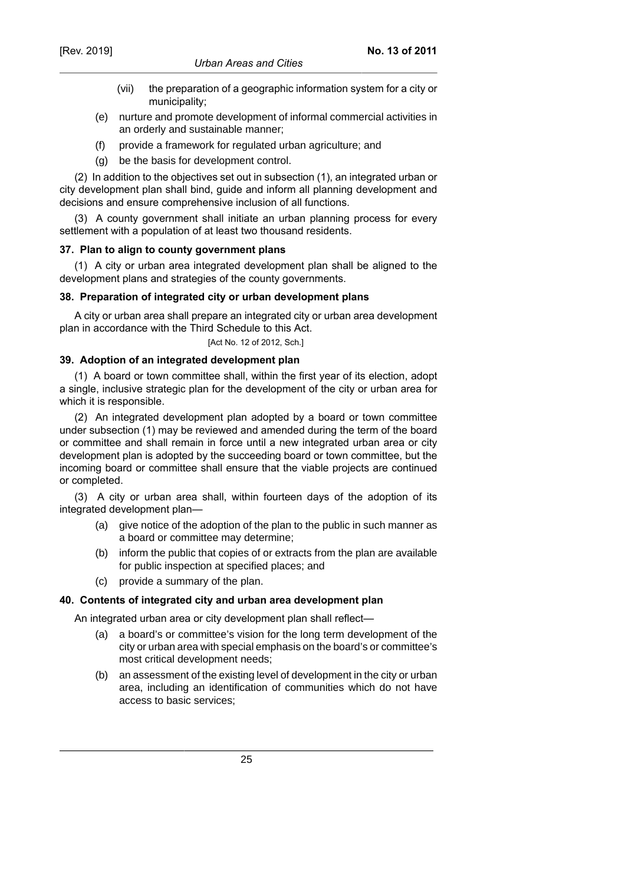(vii) the preparation of a geographic information system for a city or municipality;

(e) nurture and promote development of informal commercial activities in an orderly and sustainable manner;

(f) provide a framework for regulated urban agriculture; and

(g) be the basis for development control.

(2) In addition to the objectives set out in subsection (1), an integrated urban or city development plan shall bind, guide and inform all planning development and decisions and ensure comprehensive inclusion of all functions.

(3) A county government shall initiate an urban planning process for every settlement with a population of at least two thousand residents.

**37. Plan to align to county government plans**

(1) A city or urban area integrated development plan shall be aligned to the development plans and strategies of the county governments.

**38. Preparation of integrated city or urban development plans**

A city or urban area shall prepare an integrated city or urban area development plan in accordance with the Third Schedule to this Act.

[Act No. 12 of 2012, Sch.]

**39. Adoption of an integrated development plan**

(1) A board or town committee shall, within the first year of its election, adopt a single, inclusive strategic plan for the development of the city or urban area for which it is responsible.

(2) An integrated development plan adopted by a board or town committee under subsection (1) may be reviewed and amended during the term of the board or committee and shall remain in force until a new integrated urban area or city development plan is adopted by the succeeding board or town committee, but the incoming board or committee shall ensure that the viable projects are continued or completed.

(3) A city or urban area shall, within fourteen days of the adoption of its integrated development plan—

(a) give notice of the adoption of the plan to the public in such manner as a board or committee may determine;

(b) inform the public that copies of or extracts from the plan are available for public inspection at specified places; and

(c) provide a summary of the plan.

**40. Contents of integrated city and urban area development plan**

An integrated urban area or city development plan shall reflect—

(a) a board's or committee's vision for the long term development of the city or urban area with special emphasis on the board's or committee's most critical development needs;

(b) an assessment of the existing level of development in the city or urban area, including an identification of communities which do not have access to basic services;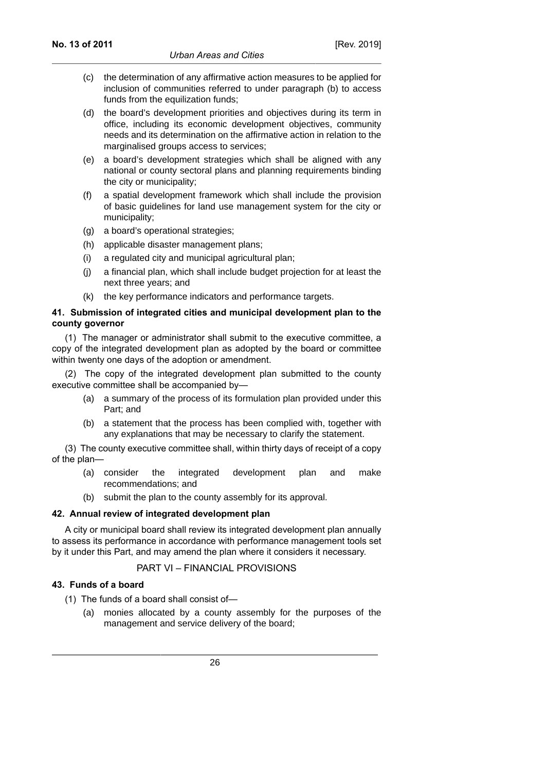(c) the determination of any affirmative action measures to be applied for inclusion of communities referred to under paragraph (b) to access funds from the equilization funds;

(d) the board's development priorities and objectives during its term in office, including its economic development objectives, community needs and its determination on the affirmative action in relation to the marginalised groups access to services;

(e) a board's development strategies which shall be aligned with any national or county sectoral plans and planning requirements binding the city or municipality;

(f) a spatial development framework which shall include the provision of basic guidelines for land use management system for the city or municipality;

(g) a board's operational strategies;

(h) applicable disaster management plans;

(i) a regulated city and municipal agricultural plan;

(j) a financial plan, which shall include budget projection for at least the next three years; and

(k) the key performance indicators and performance targets.

**41. Submission of integrated cities and municipal development plan to the county governor**

(1) The manager or administrator shall submit to the executive committee, a copy of the integrated development plan as adopted by the board or committee within twenty one days of the adoption or amendment.

(2) The copy of the integrated development plan submitted to the county executive committee shall be accompanied by—

(a) a summary of the process of its formulation plan provided under this Part; and

(b) a statement that the process has been complied with, together with any explanations that may be necessary to clarify the statement.

(3) The county executive committee shall, within thirty days of receipt of a copy of the plan—

(a) consider the integrated development plan and make recommendations; and

(b) submit the plan to the county assembly for its approval.

**42. Annual review of integrated development plan**

A city or municipal board shall review its integrated development plan annually to assess its performance in accordance with performance management tools set by it under this Part, and may amend the plan where it considers it necessary.

## PART VI – FINANCIAL PROVISIONS

**43. Funds of a board**

(1) The funds of a board shall consist of—

(a) monies allocated by a county assembly for the purposes of the management and service delivery of the board;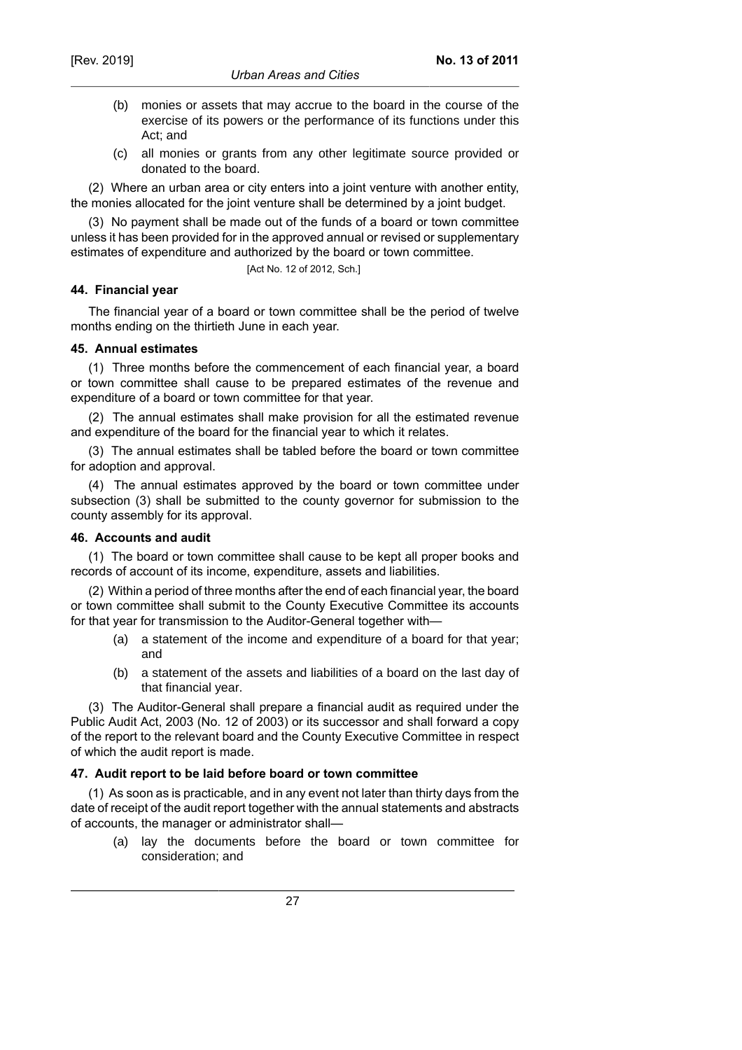(b) monies or assets that may accrue to the board in the course of the exercise of its powers or the performance of its functions under this Act; and

(c) all monies or grants from any other legitimate source provided or donated to the board.

(2) Where an urban area or city enters into a joint venture with another entity, the monies allocated for the joint venture shall be determined by a joint budget.

(3) No payment shall be made out of the funds of a board or town committee unless it has been provided for in the approved annual or revised or supplementary estimates of expenditure and authorized by the board or town committee.

[Act No. 12 of 2012, Sch.]

#### 44. Financial year

The financial year of a board or town committee shall be the period of twelve months ending on the thirtieth June in each year.

#### 45. Annual estimates

(1) Three months before the commencement of each financial year, a board or town committee shall cause to be prepared estimates of the revenue and expenditure of a board or town committee for that year.

(2) The annual estimates shall make provision for all the estimated revenue and expenditure of the board for the financial year to which it relates.

(3) The annual estimates shall be tabled before the board or town committee for adoption and approval.

(4) The annual estimates approved by the board or town committee under subsection (3) shall be submitted to the county governor for submission to the county assembly for its approval.

#### 46. Accounts and audit

(1) The board or town committee shall cause to be kept all proper books and records of account of its income, expenditure, assets and liabilities.

(2) Within a period of three months after the end of each financial year, the board or town committee shall submit to the County Executive Committee its accounts for that year for transmission to the Auditor-General together with—

(a) a statement of the income and expenditure of a board for that year; and

(b) a statement of the assets and liabilities of a board on the last day of that financial year.

(3) The Auditor-General shall prepare a financial audit as required under the Public Audit Act, 2003 (No. 12 of 2003) or its successor and shall forward a copy of the report to the relevant board and the County Executive Committee in respect of which the audit report is made.

#### 47. Audit report to be laid before board or town committee

(1) As soon as is practicable, and in any event not later than thirty days from the date of receipt of the audit report together with the annual statements and abstracts of accounts, the manager or administrator shall—

(a) lay the documents before the board or town committee for consideration; and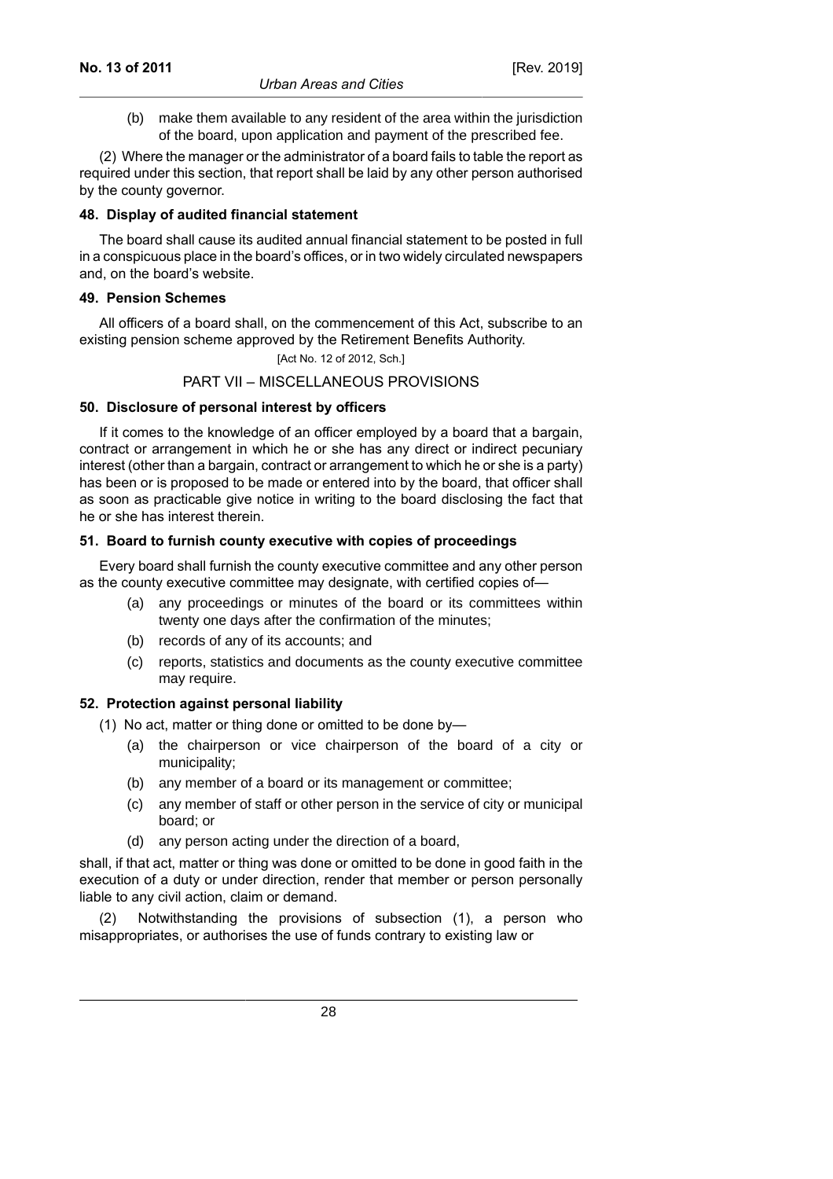(b) make them available to any resident of the area within the jurisdiction of the board, upon application and payment of the prescribed fee.

(2) Where the manager or the administrator of a board fails to table the report as required under this section, that report shall be laid by any other person authorised by the county governor.

**48. Display of audited financial statement**

The board shall cause its audited annual financial statement to be posted in full in a conspicuous place in the board's offices, or in two widely circulated newspapers and, on the board's website.

**49. Pension Schemes**

All officers of a board shall, on the commencement of this Act, subscribe to an existing pension scheme approved by the Retirement Benefits Authority.

[Act No. 12 of 2012, Sch.]

## PART VII – MISCELLANEOUS PROVISIONS

**50. Disclosure of personal interest by officers**

If it comes to the knowledge of an officer employed by a board that a bargain, contract or arrangement in which he or she has any direct or indirect pecuniary interest (other than a bargain, contract or arrangement to which he or she is a party) has been or is proposed to be made or entered into by the board, that officer shall as soon as practicable give notice in writing to the board disclosing the fact that he or she has interest therein.

**51. Board to furnish county executive with copies of proceedings**

Every board shall furnish the county executive committee and any other person as the county executive committee may designate, with certified copies of—

(a) any proceedings or minutes of the board or its committees within twenty one days after the confirmation of the minutes;

(b) records of any of its accounts; and

(c) reports, statistics and documents as the county executive committee may require.

**52. Protection against personal liability**

(1) No act, matter or thing done or omitted to be done by—

(a) the chairperson or vice chairperson of the board of a city or municipality;

(b) any member of a board or its management or committee;

(c) any member of staff or other person in the service of city or municipal board; or

(d) any person acting under the direction of a board,

shall, if that act, matter or thing was done or omitted to be done in good faith in the execution of a duty or under direction, render that member or person personally liable to any civil action, claim or demand.

(2) Notwithstanding the provisions of subsection (1), a person who misappropriates, or authorises the use of funds contrary to existing law or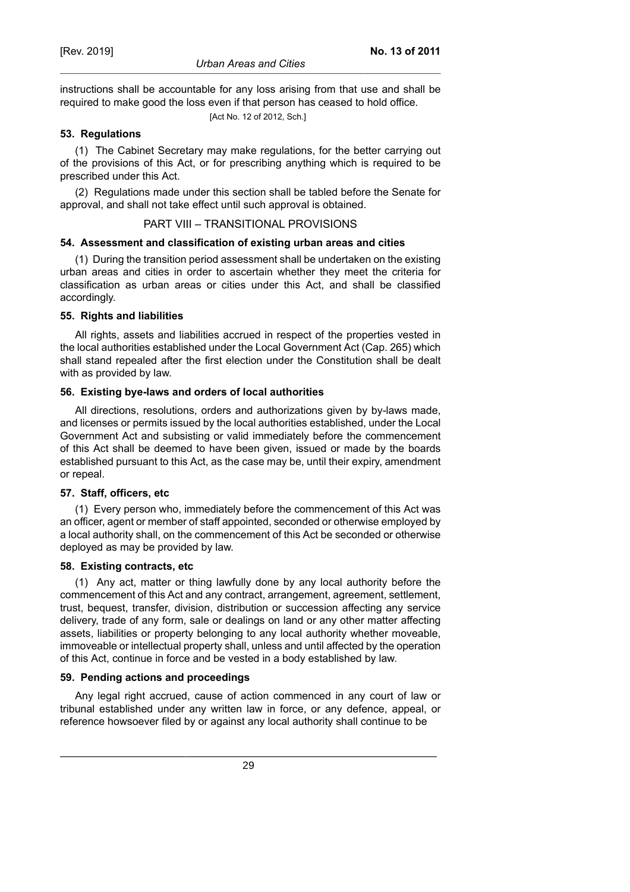instructions shall be accountable for any loss arising from that use and shall be required to make good the loss even if that person has ceased to hold office.

[Act No. 12 of 2012, Sch.]

### 53. Regulations

(1) The Cabinet Secretary may make regulations, for the better carrying out of the provisions of this Act, or for prescribing anything which is required to be prescribed under this Act.

(2) Regulations made under this section shall be tabled before the Senate for approval, and shall not take effect until such approval is obtained.

## PART VIII – TRANSITIONAL PROVISIONS

### 54. Assessment and classification of existing urban areas and cities

(1) During the transition period assessment shall be undertaken on the existing urban areas and cities in order to ascertain whether they meet the criteria for classification as urban areas or cities under this Act, and shall be classified accordingly.

### 55. Rights and liabilities

All rights, assets and liabilities accrued in respect of the properties vested in the local authorities established under the Local Government Act (Cap. 265) which shall stand repealed after the first election under the Constitution shall be dealt with as provided by law.

### 56. Existing bye-laws and orders of local authorities

All directions, resolutions, orders and authorizations given by by-laws made, and licenses or permits issued by the local authorities established, under the Local Government Act and subsisting or valid immediately before the commencement of this Act shall be deemed to have been given, issued or made by the boards established pursuant to this Act, as the case may be, until their expiry, amendment or repeal.

### 57. Staff, officers, etc

(1) Every person who, immediately before the commencement of this Act was an officer, agent or member of staff appointed, seconded or otherwise employed by a local authority shall, on the commencement of this Act be seconded or otherwise deployed as may be provided by law.

### 58. Existing contracts, etc

(1) Any act, matter or thing lawfully done by any local authority before the commencement of this Act and any contract, arrangement, agreement, settlement, trust, bequest, transfer, division, distribution or succession affecting any service delivery, trade of any form, sale or dealings on land or any other matter affecting assets, liabilities or property belonging to any local authority whether moveable, immoveable or intellectual property shall, unless and until affected by the operation of this Act, continue in force and be vested in a body established by law.

### 59. Pending actions and proceedings

Any legal right accrued, cause of action commenced in any court of law or tribunal established under any written law in force, or any defence, appeal, or reference howsoever filed by or against any local authority shall continue to be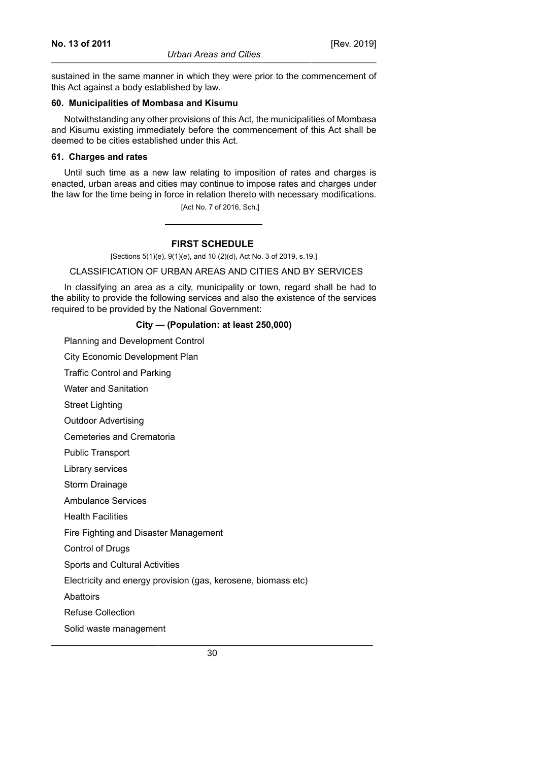sustained in the same manner in which they were prior to the commencement of this Act against a body established by law.

### 60. Municipalities of Mombasa and Kisumu

Notwithstanding any other provisions of this Act, the municipalities of Mombasa and Kisumu existing immediately before the commencement of this Act shall be deemed to be cities established under this Act.

### 61. Charges and rates

Until such time as a new law relating to imposition of rates and charges is enacted, urban areas and cities may continue to impose rates and charges under the law for the time being in force in relation thereto with necessary modifications.

[Act No. 7 of 2016, Sch.]

---

## FIRST SCHEDULE

[Sections 5(1)(e), 9(1)(e), and 10 (2)(d), Act No. 3 of 2019, s.19.]

CLASSIFICATION OF URBAN AREAS AND CITIES AND BY SERVICES

In classifying an area as a city, municipality or town, regard shall be had to the ability to provide the following services and also the existence of the services required to be provided by the National Government:

**City — (Population: at least 250,000)**

Planning and Development Control

City Economic Development Plan

Traffic Control and Parking

Water and Sanitation

Street Lighting

Outdoor Advertising

Cemeteries and Crematoria

Public Transport

Library services

Storm Drainage

Ambulance Services

Health Facilities

Fire Fighting and Disaster Management

Control of Drugs

Sports and Cultural Activities

Electricity and energy provision (gas, kerosene, biomass etc)

Abattoirs

Refuse Collection

Solid waste management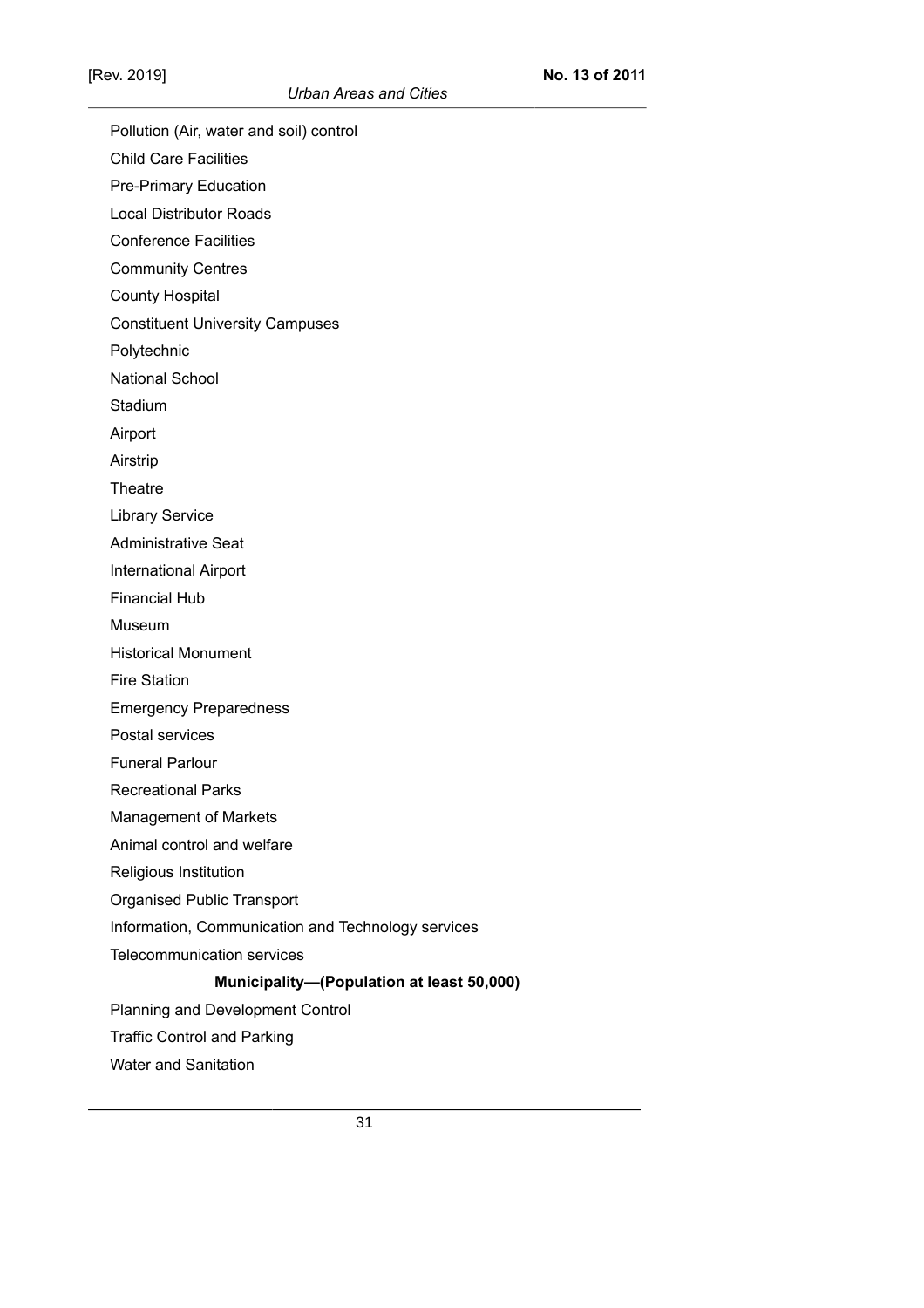Pollution (Air, water and soil) control

Child Care Facilities

Pre-Primary Education

Local Distributor Roads

Conference Facilities

Community Centres

County Hospital

Constituent University Campuses

Polytechnic

National School

Stadium

Airport

Airstrip

Theatre

Library Service

Administrative Seat

International Airport

Financial Hub

Museum

Historical Monument

Fire Station

Emergency Preparedness

Postal services

Funeral Parlour

Recreational Parks

Management of Markets

Animal control and welfare

Religious Institution

Organised Public Transport

Information, Communication and Technology services

Telecommunication services

**Municipality—(Population at least 50,000)**

Planning and Development Control

Traffic Control and Parking

Water and Sanitation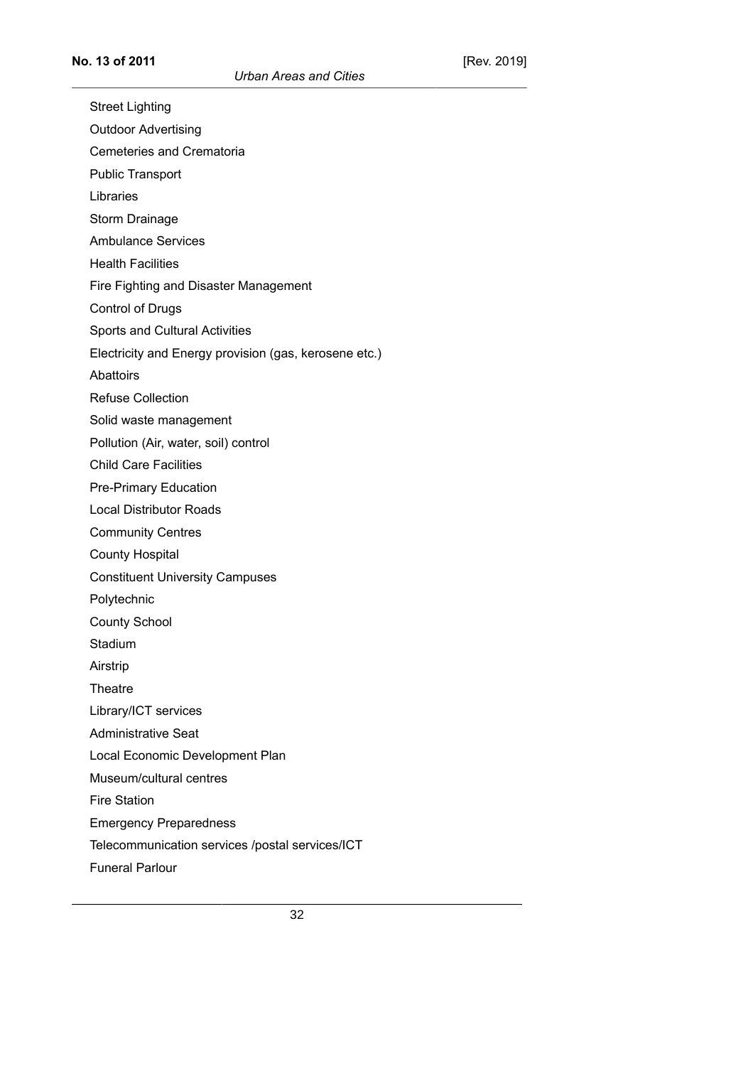Street Lighting

Outdoor Advertising

Cemeteries and Crematoria

Public Transport

Libraries

Storm Drainage

Ambulance Services

Health Facilities

Fire Fighting and Disaster Management

Control of Drugs

Sports and Cultural Activities

Electricity and Energy provision (gas, kerosene etc.)

Abattoirs

Refuse Collection

Solid waste management

Pollution (Air, water, soil) control

Child Care Facilities

Pre-Primary Education

Local Distributor Roads

Community Centres

County Hospital

Constituent University Campuses

Polytechnic

County School

Stadium

Airstrip

Theatre

Library/ICT services

Administrative Seat

Local Economic Development Plan

Museum/cultural centres

Fire Station

Emergency Preparedness

Telecommunication services /postal services/ICT

Funeral Parlour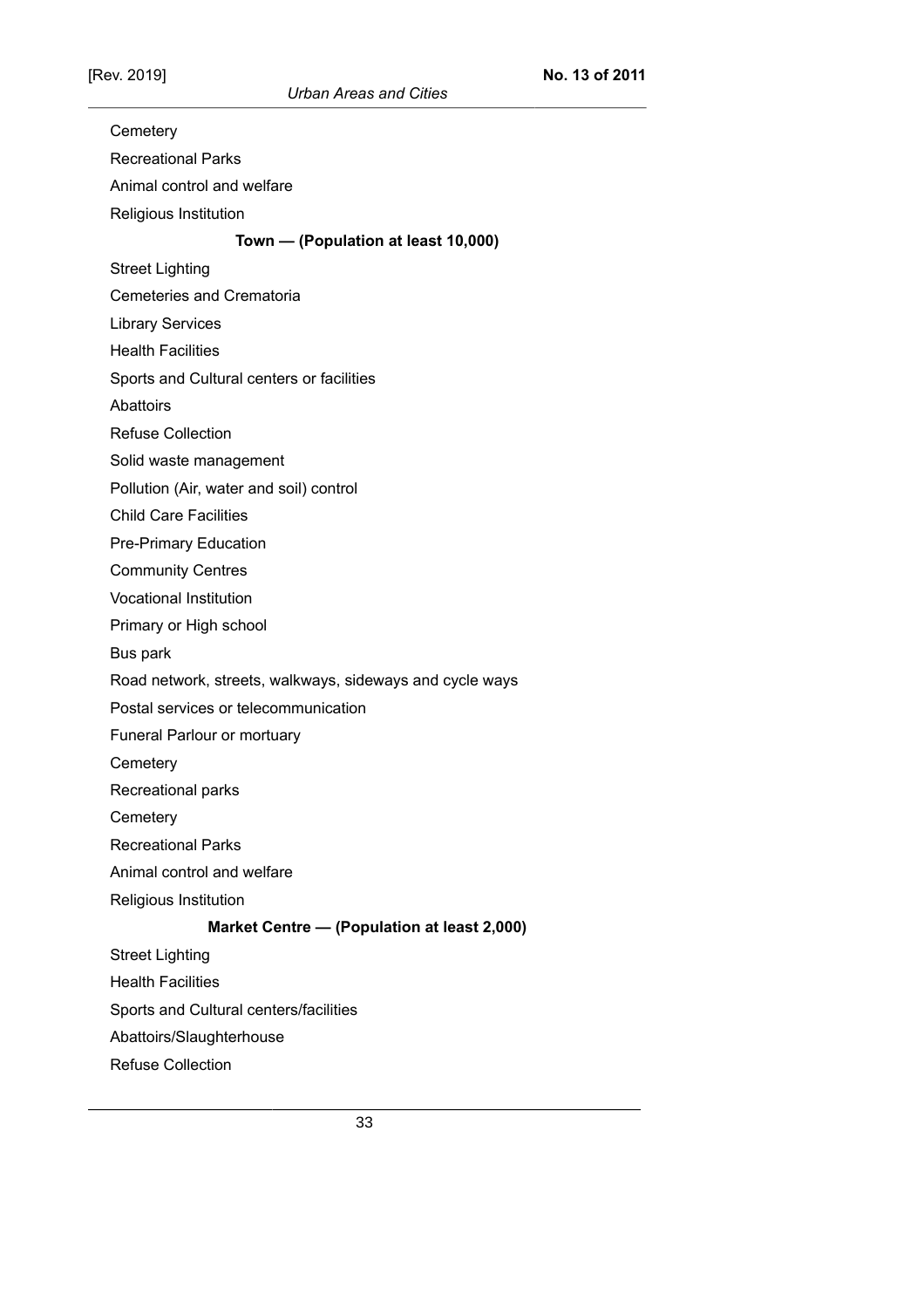Cemetery

Recreational Parks

Animal control and welfare

Religious Institution

**Town — (Population at least 10,000)**

Street Lighting

Cemeteries and Crematoria

Library Services

Health Facilities

Sports and Cultural centers or facilities

Abattoirs

Refuse Collection

Solid waste management

Pollution (Air, water and soil) control

Child Care Facilities

Pre-Primary Education

Community Centres

Vocational Institution

Primary or High school

Bus park

Road network, streets, walkways, sideways and cycle ways

Postal services or telecommunication

Funeral Parlour or mortuary

Cemetery

Recreational parks

Cemetery

Recreational Parks

Animal control and welfare

Religious Institution

**Market Centre — (Population at least 2,000)**

Street Lighting

Health Facilities

Sports and Cultural centers/facilities

Abattoirs/Slaughterhouse

Refuse Collection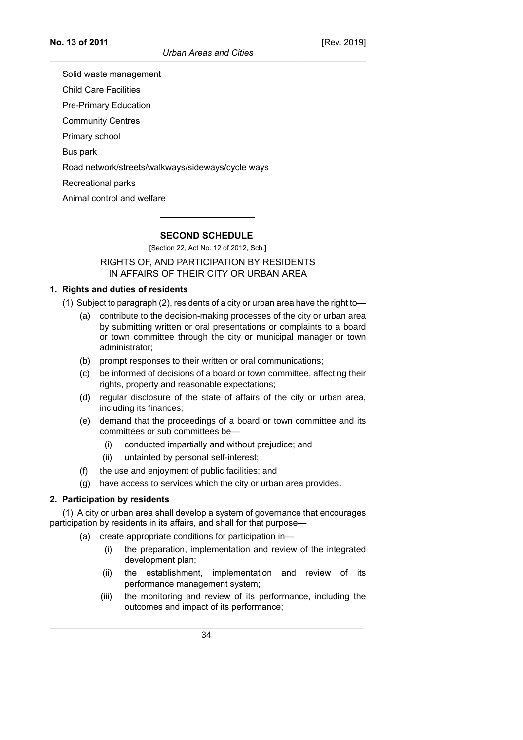Solid waste management

Child Care Facilities

Pre-Primary Education

Community Centres

Primary school

Bus park

Road network/streets/walkways/sideways/cycle ways

Recreational parks

Animal control and welfare

---

## SECOND SCHEDULE

[Section 22, Act No. 12 of 2012, Sch.]

### RIGHTS OF, AND PARTICIPATION BY RESIDENTS IN AFFAIRS OF THEIR CITY OR URBAN AREA

**1. Rights and duties of residents**

(1) Subject to paragraph (2), residents of a city or urban area have the right to—

- (a) contribute to the decision-making processes of the city or urban area by submitting written or oral presentations or complaints to a board or town committee through the city or municipal manager or town administrator;
- (b) prompt responses to their written or oral communications;
- (c) be informed of decisions of a board or town committee, affecting their rights, property and reasonable expectations;
- (d) regular disclosure of the state of affairs of the city or urban area, including its finances;
- (e) demand that the proceedings of a board or town committee and its committees or sub committees be—
  - (i) conducted impartially and without prejudice; and
  - (ii) untainted by personal self-interest;
- (f) the use and enjoyment of public facilities; and
- (g) have access to services which the city or urban area provides.

**2. Participation by residents**

(1) A city or urban area shall develop a system of governance that encourages participation by residents in its affairs, and shall for that purpose—

- (a) create appropriate conditions for participation in—
  - (i) the preparation, implementation and review of the integrated development plan;
  - (ii) the establishment, implementation and review of its performance management system;
  - (iii) the monitoring and review of its performance, including the outcomes and impact of its performance;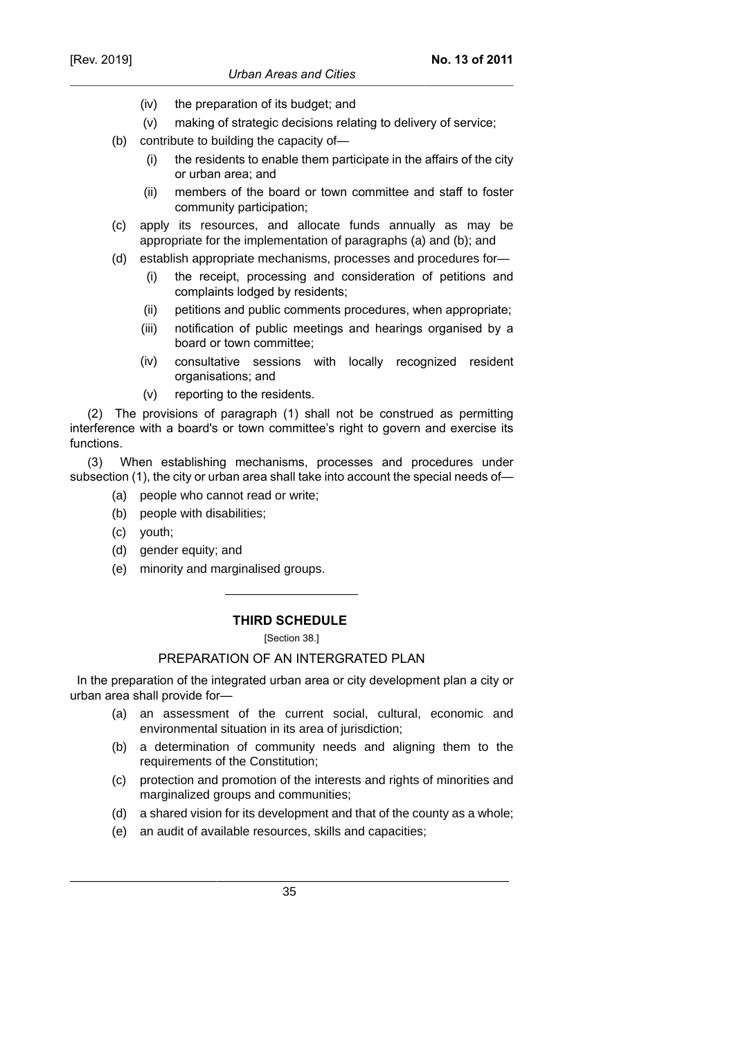(iv) the preparation of its budget; and

(v) making of strategic decisions relating to delivery of service;

(b) contribute to building the capacity of—

(i) the residents to enable them participate in the affairs of the city or urban area; and

(ii) members of the board or town committee and staff to foster community participation;

(c) apply its resources, and allocate funds annually as may be appropriate for the implementation of paragraphs (a) and (b); and

(d) establish appropriate mechanisms, processes and procedures for—

(i) the receipt, processing and consideration of petitions and complaints lodged by residents;

(ii) petitions and public comments procedures, when appropriate;

(iii) notification of public meetings and hearings organised by a board or town committee;

(iv) consultative sessions with locally recognized resident organisations; and

(v) reporting to the residents.

(2) The provisions of paragraph (1) shall not be construed as permitting interference with a board's or town committee's right to govern and exercise its functions.

(3) When establishing mechanisms, processes and procedures under subsection (1), the city or urban area shall take into account the special needs of—

(a) people who cannot read or write;

(b) people with disabilities;

(c) youth;

(d) gender equity; and

(e) minority and marginalised groups.

---

## THIRD SCHEDULE

[Section 38.]

### PREPARATION OF AN INTERGRATED PLAN

In the preparation of the integrated urban area or city development plan a city or urban area shall provide for—

(a) an assessment of the current social, cultural, economic and environmental situation in its area of jurisdiction;

(b) a determination of community needs and aligning them to the requirements of the Constitution;

(c) protection and promotion of the interests and rights of minorities and marginalized groups and communities;

(d) a shared vision for its development and that of the county as a whole;

(e) an audit of available resources, skills and capacities;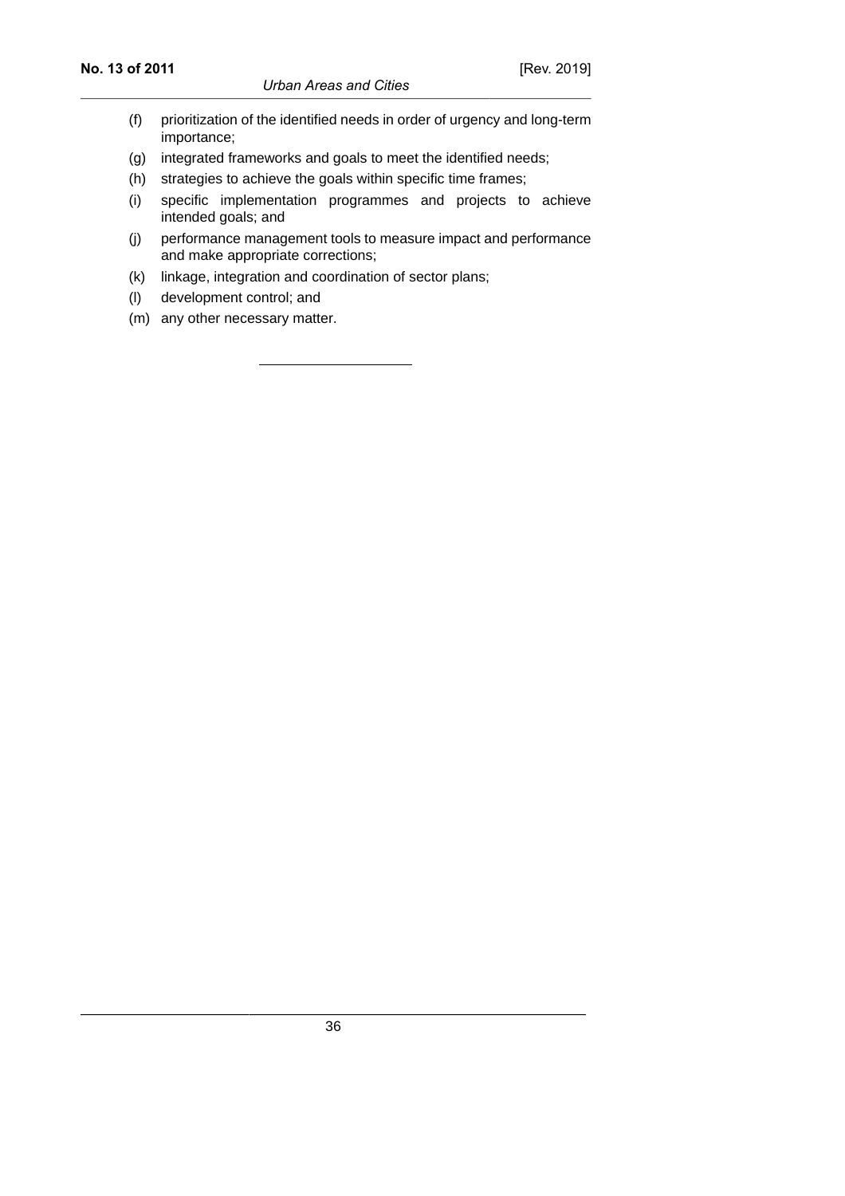(f) prioritization of the identified needs in order of urgency and long-term importance;

(g) integrated frameworks and goals to meet the identified needs;

(h) strategies to achieve the goals within specific time frames;

(i) specific implementation programmes and projects to achieve intended goals; and

(j) performance management tools to measure impact and performance and make appropriate corrections;

(k) linkage, integration and coordination of sector plans;

(l) development control; and

(m) any other necessary matter.